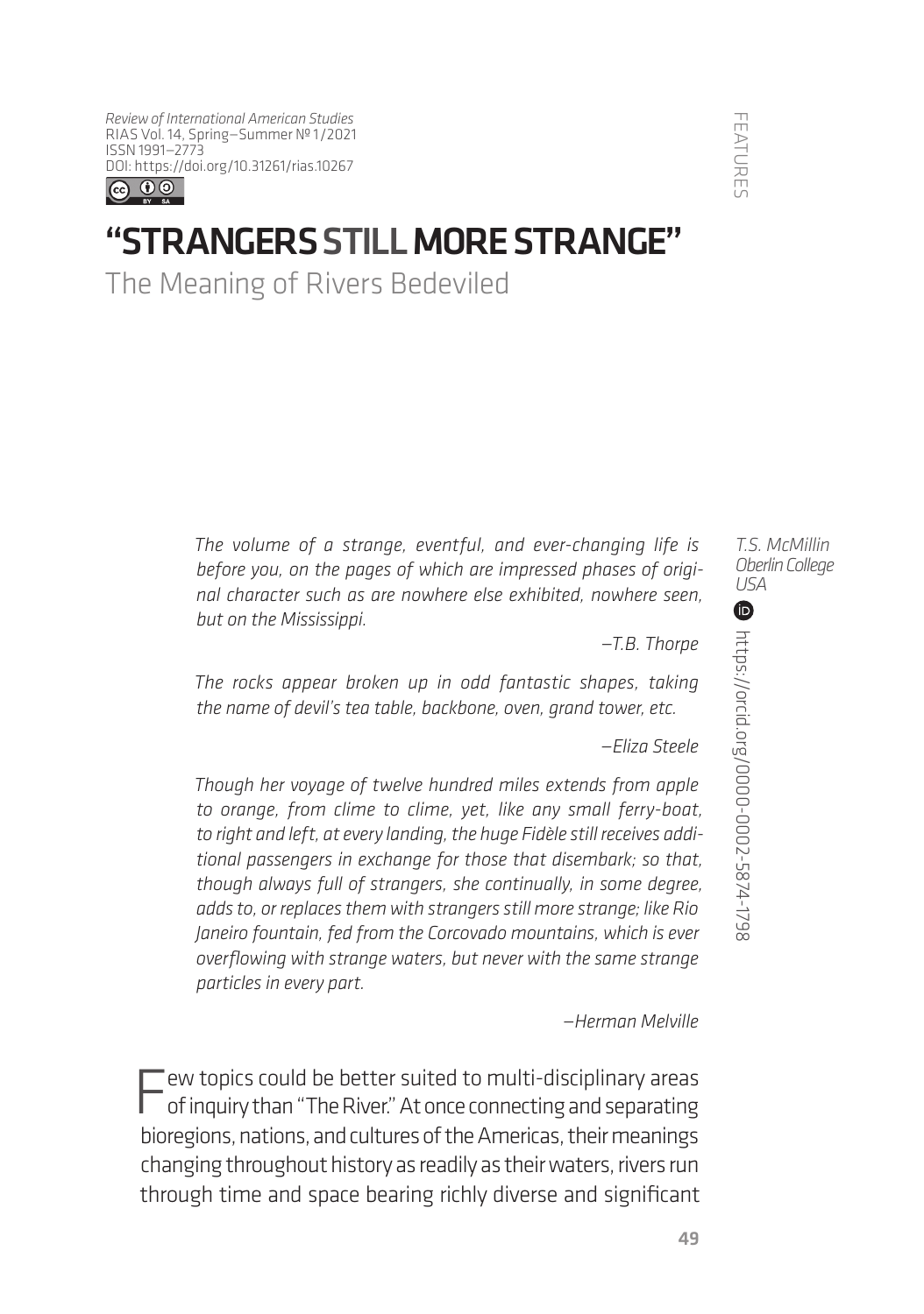*Review of International American Studies*
RIAS Vol. 14, Spring–Summer № 1/2021
ISSN 1991–2773
DOI: https://doi.org/10.31261/rias.10267

FEATURES

# "STRANGERS STILL MORE STRANGE"

## The Meaning of Rivers Bedeviled

*T.S. McMillin*
*Oberlin College*
*USA*
https://orcid.org/0000-0002-5874-1798

> *The volume of a strange, eventful, and ever-changing life is before you, on the pages of which are impressed phases of original character such as are nowhere else exhibited, nowhere seen, but on the Mississippi.*
>
> *—T.B. Thorpe*

> *The rocks appear broken up in odd fantastic shapes, taking the name of devil's tea table, backbone, oven, grand tower, etc.*
>
> *—Eliza Steele*

> *Though her voyage of twelve hundred miles extends from apple to orange, from clime to clime, yet, like any small ferry-boat, to right and left, at every landing, the huge Fidèle still receives additional passengers in exchange for those that disembark; so that, though always full of strangers, she continually, in some degree, adds to, or replaces them with strangers still more strange; like Rio Janeiro fountain, fed from the Corcovado mountains, which is ever overflowing with strange waters, but never with the same strange particles in every part.*
>
> *—Herman Melville*

Few topics could be better suited to multi-disciplinary areas of inquiry than "The River." At once connecting and separating bioregions, nations, and cultures of the Americas, their meanings changing throughout history as readily as their waters, rivers run through time and space bearing richly diverse and significant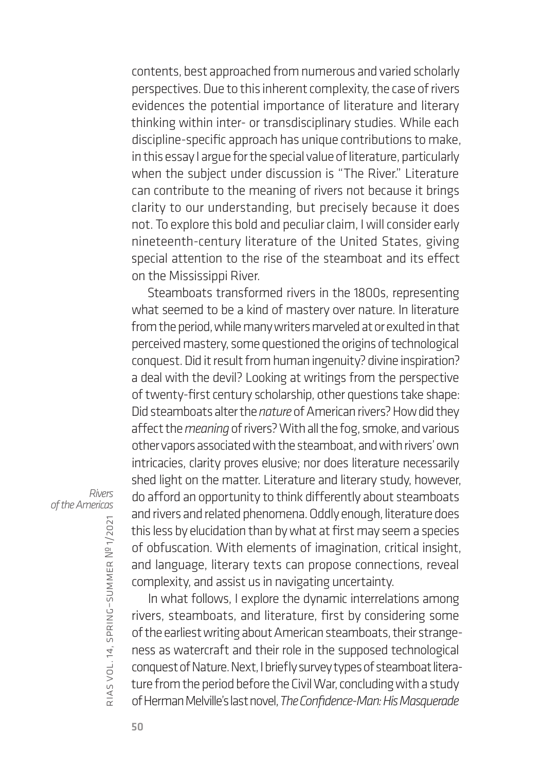contents, best approached from numerous and varied scholarly perspectives. Due to this inherent complexity, the case of rivers evidences the potential importance of literature and literary thinking within inter- or transdisciplinary studies. While each discipline-specific approach has unique contributions to make, in this essay I argue for the special value of literature, particularly when the subject under discussion is "The River." Literature can contribute to the meaning of rivers not because it brings clarity to our understanding, but precisely because it does not. To explore this bold and peculiar claim, I will consider early nineteenth-century literature of the United States, giving special attention to the rise of the steamboat and its effect on the Mississippi River.

Steamboats transformed rivers in the 1800s, representing what seemed to be a kind of mastery over nature. In literature from the period, while many writers marveled at or exulted in that perceived mastery, some questioned the origins of technological conquest. Did it result from human ingenuity? divine inspiration? a deal with the devil? Looking at writings from the perspective of twenty-first century scholarship, other questions take shape: Did steamboats alter the *nature* of American rivers? How did they affect the *meaning* of rivers? With all the fog, smoke, and various other vapors associated with the steamboat, and with rivers' own intricacies, clarity proves elusive; nor does literature necessarily shed light on the matter. Literature and literary study, however, do afford an opportunity to think differently about steamboats and rivers and related phenomena. Oddly enough, literature does this less by elucidation than by what at first may seem a species of obfuscation. With elements of imagination, critical insight, and language, literary texts can propose connections, reveal complexity, and assist us in navigating uncertainty.

In what follows, I explore the dynamic interrelations among rivers, steamboats, and literature, first by considering some of the earliest writing about American steamboats, their strangeness as watercraft and their role in the supposed technological conquest of Nature. Next, I briefly survey types of steamboat literature from the period before the Civil War, concluding with a study of Herman Melville's last novel, *The Confidence-Man: His Masquerade*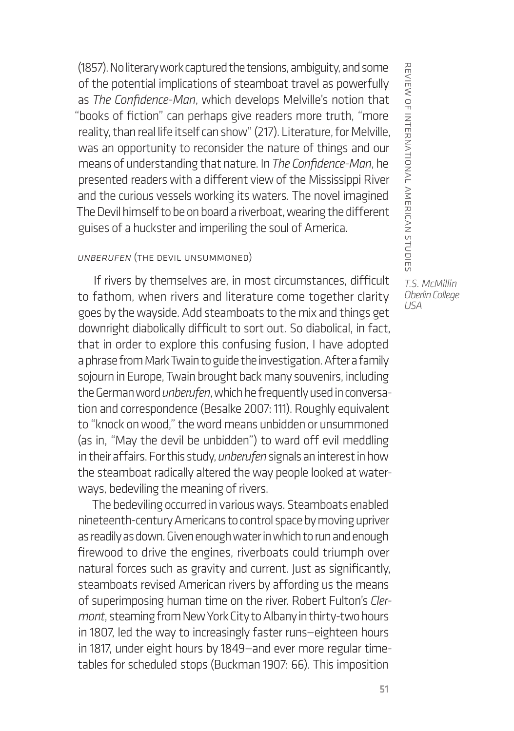(1857). No literary work captured the tensions, ambiguity, and some of the potential implications of steamboat travel as powerfully as *The Confidence-Man*, which develops Melville's notion that "books of fiction" can perhaps give readers more truth, "more reality, than real life itself can show" (217). Literature, for Melville, was an opportunity to reconsider the nature of things and our means of understanding that nature. In *The Confidence-Man*, he presented readers with a different view of the Mississippi River and the curious vessels working its waters. The novel imagined The Devil himself to be on board a riverboat, wearing the different guises of a huckster and imperiling the soul of America.

T.S. McMillin
Oberlin College
USA

## *UNBERUFEN* (THE DEVIL UNSUMMONED)

If rivers by themselves are, in most circumstances, difficult to fathom, when rivers and literature come together clarity goes by the wayside. Add steamboats to the mix and things get downright diabolically difficult to sort out. So diabolical, in fact, that in order to explore this confusing fusion, I have adopted a phrase from Mark Twain to guide the investigation. After a family sojourn in Europe, Twain brought back many souvenirs, including the German word *unberufen*, which he frequently used in conversation and correspondence (Besalke 2007: 111). Roughly equivalent to "knock on wood," the word means unbidden or unsummoned (as in, "May the devil be unbidden") to ward off evil meddling in their affairs. For this study, *unberufen* signals an interest in how the steamboat radically altered the way people looked at waterways, bedeviling the meaning of rivers.

The bedeviling occurred in various ways. Steamboats enabled nineteenth-century Americans to control space by moving upriver as readily as down. Given enough water in which to run and enough firewood to drive the engines, riverboats could triumph over natural forces such as gravity and current. Just as significantly, steamboats revised American rivers by affording us the means of superimposing human time on the river. Robert Fulton's *Clermont*, steaming from New York City to Albany in thirty-two hours in 1807, led the way to increasingly faster runs—eighteen hours in 1817, under eight hours by 1849—and ever more regular timetables for scheduled stops (Buckman 1907: 66). This imposition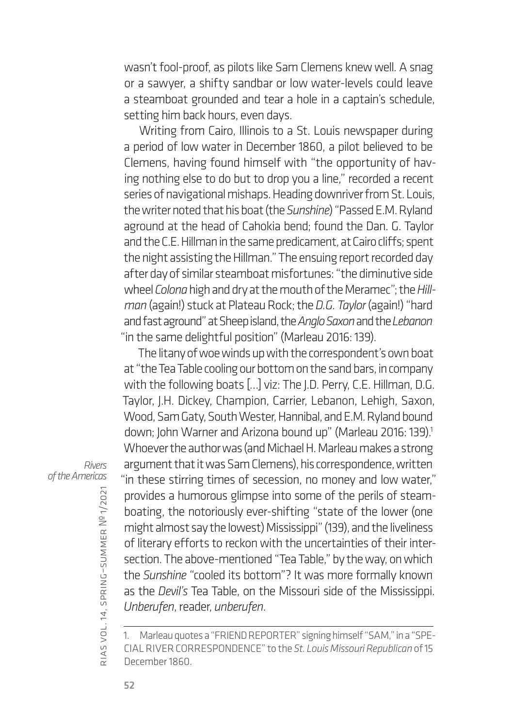wasn't fool-proof, as pilots like Sam Clemens knew well. A snag or a sawyer, a shifty sandbar or low water-levels could leave a steamboat grounded and tear a hole in a captain's schedule, setting him back hours, even days.

Writing from Cairo, Illinois to a St. Louis newspaper during a period of low water in December 1860, a pilot believed to be Clemens, having found himself with "the opportunity of having nothing else to do but to drop you a line," recorded a recent series of navigational mishaps. Heading downriver from St. Louis, the writer noted that his boat (the *Sunshine*) "Passed E.M. Ryland aground at the head of Cahokia bend; found the Dan. G. Taylor and the C.E. Hillman in the same predicament, at Cairo cliffs; spent the night assisting the Hillman." The ensuing report recorded day after day of similar steamboat misfortunes: "the diminutive side wheel *Colona* high and dry at the mouth of the Meramec"; the *Hillman* (again!) stuck at Plateau Rock; the *D.G. Taylor* (again!) "hard and fast aground" at Sheep island, the *Anglo Saxon* and the *Lebanon* "in the same delightful position" (Marleau 2016: 139).

The litany of woe winds up with the correspondent's own boat at "the Tea Table cooling our bottom on the sand bars, in company with the following boats [...] viz: The J.D. Perry, C.E. Hillman, D.G. Taylor, J.H. Dickey, Champion, Carrier, Lebanon, Lehigh, Saxon, Wood, Sam Gaty, South Wester, Hannibal, and E.M. Ryland bound down; John Warner and Arizona bound up" (Marleau 2016: 139).[1] Whoever the author was (and Michael H. Marleau makes a strong argument that it was Sam Clemens), his correspondence, written "in these stirring times of secession, no money and low water," provides a humorous glimpse into some of the perils of steamboating, the notoriously ever-shifting "state of the lower (one might almost say the lowest) Mississippi" (139), and the liveliness of literary efforts to reckon with the uncertainties of their intersection. The above-mentioned "Tea Table," by the way, on which the *Sunshine* "cooled its bottom"? It was more formally known as the *Devil's* Tea Table, on the Missouri side of the Mississippi. *Unberufen*, reader, *unberufen*.

---

1. Marleau quotes a "FRIEND REPORTER" signing himself "SAM," in a "SPECIAL RIVER CORRESPONDENCE" to the *St. Louis Missouri Republican* of 15 December 1860.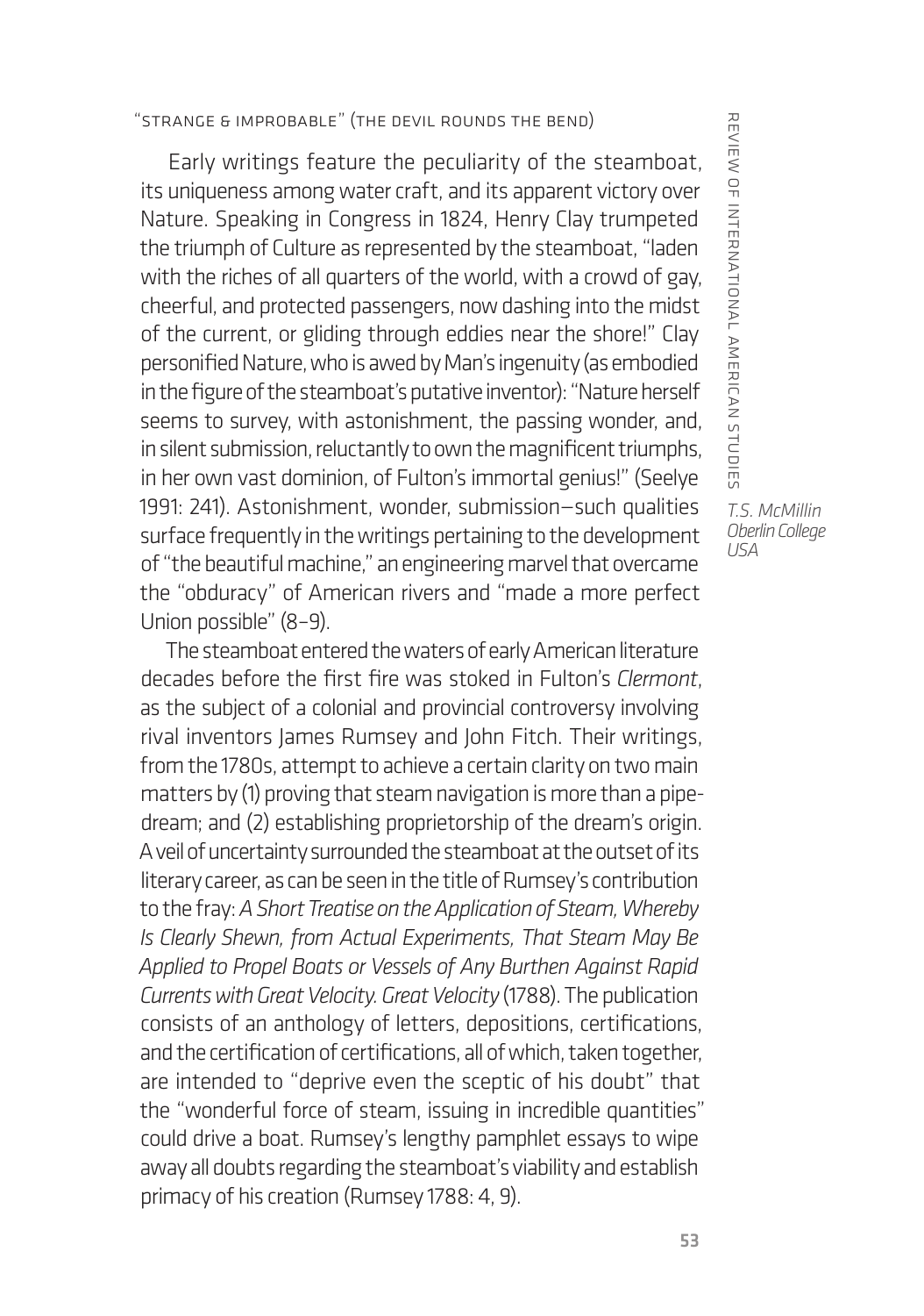## "Strange & Improbable" (The Devil Rounds the Bend)

Early writings feature the peculiarity of the steamboat, its uniqueness among water craft, and its apparent victory over Nature. Speaking in Congress in 1824, Henry Clay trumpeted the triumph of Culture as represented by the steamboat, "laden with the riches of all quarters of the world, with a crowd of gay, cheerful, and protected passengers, now dashing into the midst of the current, or gliding through eddies near the shore!" Clay personified Nature, who is awed by Man's ingenuity (as embodied in the figure of the steamboat's putative inventor): "Nature herself seems to survey, with astonishment, the passing wonder, and, in silent submission, reluctantly to own the magnificent triumphs, in her own vast dominion, of Fulton's immortal genius!" (Seelye 1991: 241). Astonishment, wonder, submission—such qualities surface frequently in the writings pertaining to the development of "the beautiful machine," an engineering marvel that overcame the "obduracy" of American rivers and "made a more perfect Union possible" (8–9).

The steamboat entered the waters of early American literature decades before the first fire was stoked in Fulton's *Clermont*, as the subject of a colonial and provincial controversy involving rival inventors James Rumsey and John Fitch. Their writings, from the 1780s, attempt to achieve a certain clarity on two main matters by (1) proving that steam navigation is more than a pipe-dream; and (2) establishing proprietorship of the dream's origin. A veil of uncertainty surrounded the steamboat at the outset of its literary career, as can be seen in the title of Rumsey's contribution to the fray: *A Short Treatise on the Application of Steam, Whereby Is Clearly Shewn, from Actual Experiments, That Steam May Be Applied to Propel Boats or Vessels of Any Burthen Against Rapid Currents with Great Velocity. Great Velocity* (1788). The publication consists of an anthology of letters, depositions, certifications, and the certification of certifications, all of which, taken together, are intended to "deprive even the sceptic of his doubt" that the "wonderful force of steam, issuing in incredible quantities" could drive a boat. Rumsey's lengthy pamphlet essays to wipe away all doubts regarding the steamboat's viability and establish primacy of his creation (Rumsey 1788: 4, 9).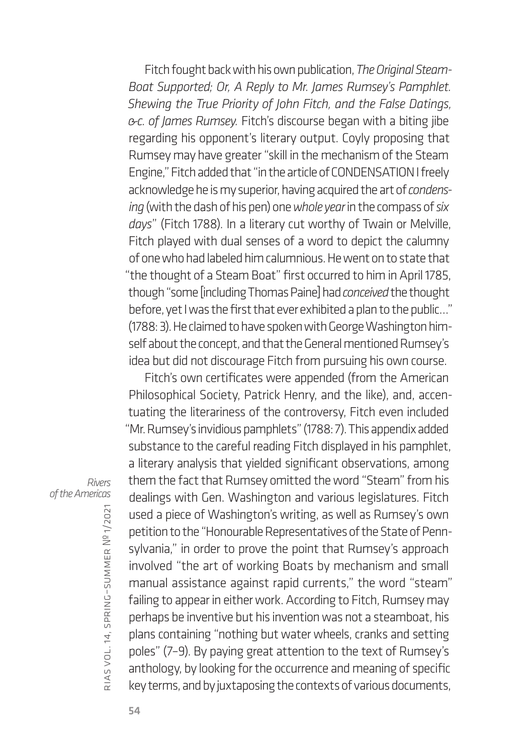Fitch fought back with his own publication, *The Original Steam-Boat Supported; Or, A Reply to Mr. James Rumsey's Pamphlet. Shewing the True Priority of John Fitch, and the False Datings, &c. of James Rumsey.* Fitch's discourse began with a biting jibe regarding his opponent's literary output. Coyly proposing that Rumsey may have greater "skill in the mechanism of the Steam Engine," Fitch added that "in the article of CONDENSATION I freely acknowledge he is my superior, having acquired the art of *condensing* (with the dash of his pen) one *whole year* in the compass of *six days*" (Fitch 1788). In a literary cut worthy of Twain or Melville, Fitch played with dual senses of a word to depict the calumny of one who had labeled him calumnious. He went on to state that "the thought of a Steam Boat" first occurred to him in April 1785, though "some [including Thomas Paine] had *conceived* the thought before, yet I was the first that ever exhibited a plan to the public…" (1788: 3). He claimed to have spoken with George Washington himself about the concept, and that the General mentioned Rumsey's idea but did not discourage Fitch from pursuing his own course.

Fitch's own certificates were appended (from the American Philosophical Society, Patrick Henry, and the like), and, accentuating the literariness of the controversy, Fitch even included "Mr. Rumsey's invidious pamphlets" (1788: 7). This appendix added substance to the careful reading Fitch displayed in his pamphlet, a literary analysis that yielded significant observations, among them the fact that Rumsey omitted the word "Steam" from his dealings with Gen. Washington and various legislatures. Fitch used a piece of Washington's writing, as well as Rumsey's own petition to the "Honourable Representatives of the State of Pennsylvania," in order to prove the point that Rumsey's approach involved "the art of working Boats by mechanism and small manual assistance against rapid currents," the word "steam" failing to appear in either work. According to Fitch, Rumsey may perhaps be inventive but his invention was not a steamboat, his plans containing "nothing but water wheels, cranks and setting poles" (7–9). By paying great attention to the text of Rumsey's anthology, by looking for the occurrence and meaning of specific key terms, and by juxtaposing the contexts of various documents,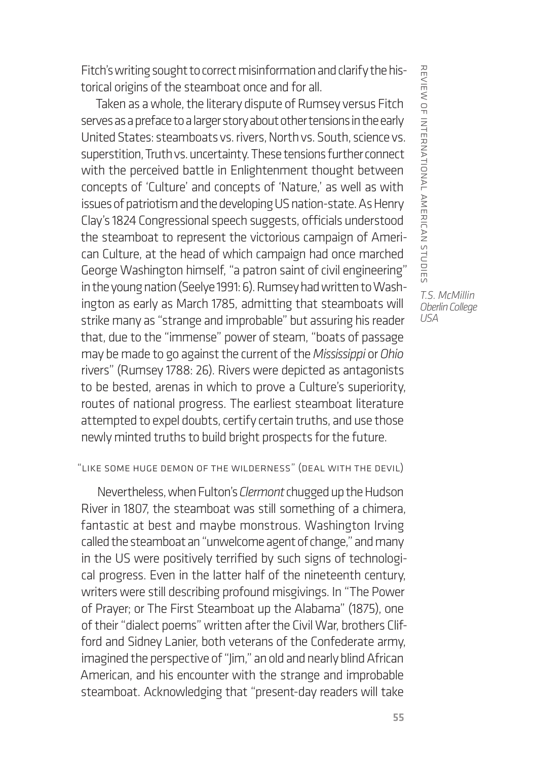Fitch's writing sought to correct misinformation and clarify the historical origins of the steamboat once and for all.

Taken as a whole, the literary dispute of Rumsey versus Fitch serves as a preface to a larger story about other tensions in the early United States: steamboats vs. rivers, North vs. South, science vs. superstition, Truth vs. uncertainty. These tensions further connect with the perceived battle in Enlightenment thought between concepts of 'Culture' and concepts of 'Nature,' as well as with issues of patriotism and the developing US nation-state. As Henry Clay's 1824 Congressional speech suggests, officials understood the steamboat to represent the victorious campaign of American Culture, at the head of which campaign had once marched George Washington himself, "a patron saint of civil engineering" in the young nation (Seelye 1991: 6). Rumsey had written to Washington as early as March 1785, admitting that steamboats will strike many as "strange and improbable" but assuring his reader that, due to the "immense" power of steam, "boats of passage may be made to go against the current of the *Mississippi* or *Ohio* rivers" (Rumsey 1788: 26). Rivers were depicted as antagonists to be bested, arenas in which to prove a Culture's superiority, routes of national progress. The earliest steamboat literature attempted to expel doubts, certify certain truths, and use those newly minted truths to build bright prospects for the future.

## "Like some huge demon of the wilderness" (Deal with the Devil)

Nevertheless, when Fulton's *Clermont* chugged up the Hudson River in 1807, the steamboat was still something of a chimera, fantastic at best and maybe monstrous. Washington Irving called the steamboat an "unwelcome agent of change," and many in the US were positively terrified by such signs of technological progress. Even in the latter half of the nineteenth century, writers were still describing profound misgivings. In "The Power of Prayer; or The First Steamboat up the Alabama" (1875), one of their "dialect poems" written after the Civil War, brothers Clifford and Sidney Lanier, both veterans of the Confederate army, imagined the perspective of "Jim," an old and nearly blind African American, and his encounter with the strange and improbable steamboat. Acknowledging that "present-day readers will take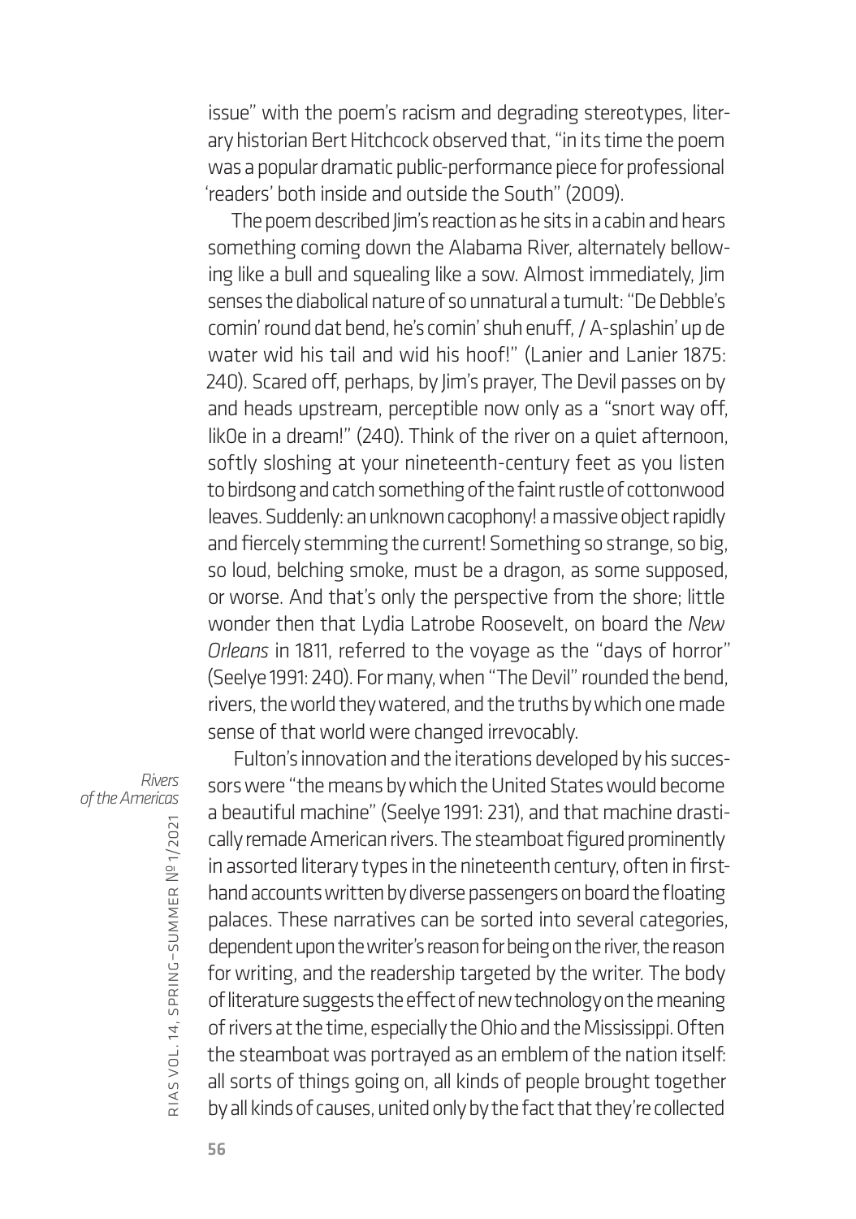issue" with the poem's racism and degrading stereotypes, literary historian Bert Hitchcock observed that, "in its time the poem was a popular dramatic public-performance piece for professional 'readers' both inside and outside the South" (2009).

The poem described Jim's reaction as he sits in a cabin and hears something coming down the Alabama River, alternately bellowing like a bull and squealing like a sow. Almost immediately, Jim senses the diabolical nature of so unnatural a tumult: "De Debble's comin' round dat bend, he's comin' shuh enuff, / A-splashin' up de water wid his tail and wid his hoof!" (Lanier and Lanier 1875: 240). Scared off, perhaps, by Jim's prayer, The Devil passes on by and heads upstream, perceptible now only as a "snort way off, lik0e in a dream!" (240). Think of the river on a quiet afternoon, softly sloshing at your nineteenth-century feet as you listen to birdsong and catch something of the faint rustle of cottonwood leaves. Suddenly: an unknown cacophony! a massive object rapidly and fiercely stemming the current! Something so strange, so big, so loud, belching smoke, must be a dragon, as some supposed, or worse. And that's only the perspective from the shore; little wonder then that Lydia Latrobe Roosevelt, on board the *New Orleans* in 1811, referred to the voyage as the "days of horror" (Seelye 1991: 240). For many, when "The Devil" rounded the bend, rivers, the world they watered, and the truths by which one made sense of that world were changed irrevocably.

Fulton's innovation and the iterations developed by his successors were "the means by which the United States would become a beautiful machine" (Seelye 1991: 231), and that machine drastically remade American rivers. The steamboat figured prominently in assorted literary types in the nineteenth century, often in first-hand accounts written by diverse passengers on board the floating palaces. These narratives can be sorted into several categories, dependent upon the writer's reason for being on the river, the reason for writing, and the readership targeted by the writer. The body of literature suggests the effect of new technology on the meaning of rivers at the time, especially the Ohio and the Mississippi. Often the steamboat was portrayed as an emblem of the nation itself: all sorts of things going on, all kinds of people brought together by all kinds of causes, united only by the fact that they're collected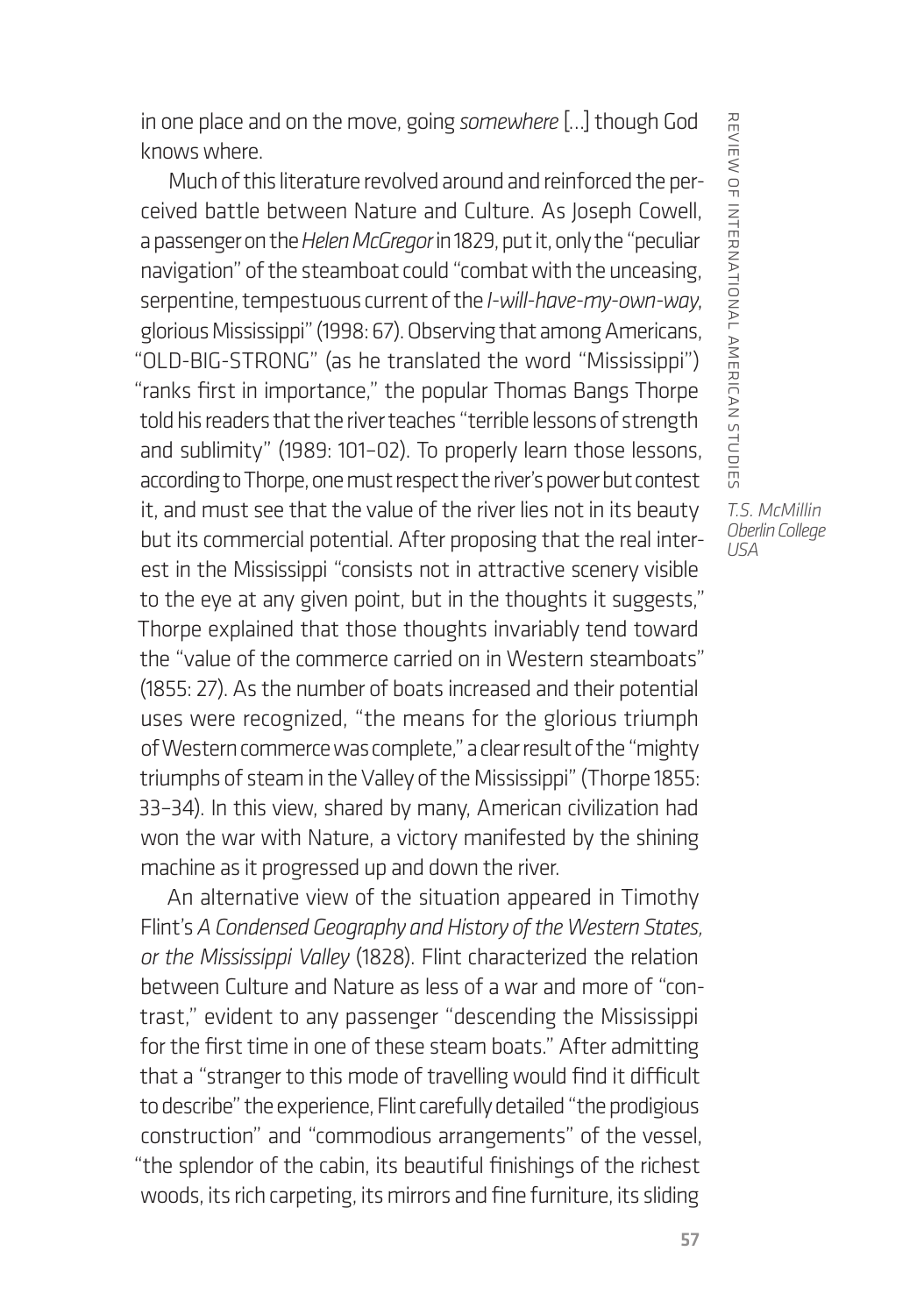in one place and on the move, going *somewhere* [...] though God knows where.

Much of this literature revolved around and reinforced the perceived battle between Nature and Culture. As Joseph Cowell, a passenger on the *Helen McGregor* in 1829, put it, only the "peculiar navigation" of the steamboat could "combat with the unceasing, serpentine, tempestuous current of the *I-will-have-my-own-way*, glorious Mississippi" (1998: 67). Observing that among Americans, "OLD-BIG-STRONG" (as he translated the word "Mississippi") "ranks first in importance," the popular Thomas Bangs Thorpe told his readers that the river teaches "terrible lessons of strength and sublimity" (1989: 101–02). To properly learn those lessons, according to Thorpe, one must respect the river's power but contest it, and must see that the value of the river lies not in its beauty but its commercial potential. After proposing that the real interest in the Mississippi "consists not in attractive scenery visible to the eye at any given point, but in the thoughts it suggests," Thorpe explained that those thoughts invariably tend toward the "value of the commerce carried on in Western steamboats" (1855: 27). As the number of boats increased and their potential uses were recognized, "the means for the glorious triumph of Western commerce was complete," a clear result of the "mighty triumphs of steam in the Valley of the Mississippi" (Thorpe 1855: 33–34). In this view, shared by many, American civilization had won the war with Nature, a victory manifested by the shining machine as it progressed up and down the river.

An alternative view of the situation appeared in Timothy Flint's *A Condensed Geography and History of the Western States, or the Mississippi Valley* (1828). Flint characterized the relation between Culture and Nature as less of a war and more of "contrast," evident to any passenger "descending the Mississippi for the first time in one of these steam boats." After admitting that a "stranger to this mode of travelling would find it difficult to describe" the experience, Flint carefully detailed "the prodigious construction" and "commodious arrangements" of the vessel, "the splendor of the cabin, its beautiful finishings of the richest woods, its rich carpeting, its mirrors and fine furniture, its sliding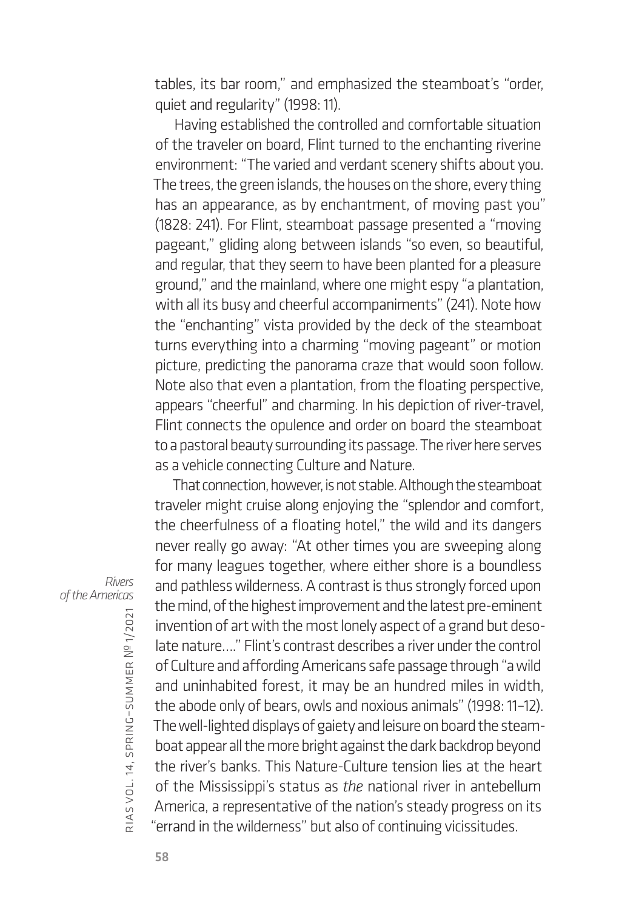tables, its bar room," and emphasized the steamboat's "order, quiet and regularity" (1998: 11).

Having established the controlled and comfortable situation of the traveler on board, Flint turned to the enchanting riverine environment: "The varied and verdant scenery shifts about you. The trees, the green islands, the houses on the shore, every thing has an appearance, as by enchantment, of moving past you" (1828: 241). For Flint, steamboat passage presented a "moving pageant," gliding along between islands "so even, so beautiful, and regular, that they seem to have been planted for a pleasure ground," and the mainland, where one might espy "a plantation, with all its busy and cheerful accompaniments" (241). Note how the "enchanting" vista provided by the deck of the steamboat turns everything into a charming "moving pageant" or motion picture, predicting the panorama craze that would soon follow. Note also that even a plantation, from the floating perspective, appears "cheerful" and charming. In his depiction of river-travel, Flint connects the opulence and order on board the steamboat to a pastoral beauty surrounding its passage. The river here serves as a vehicle connecting Culture and Nature.

That connection, however, is not stable. Although the steamboat traveler might cruise along enjoying the "splendor and comfort, the cheerfulness of a floating hotel," the wild and its dangers never really go away: "At other times you are sweeping along for many leagues together, where either shore is a boundless and pathless wilderness. A contrast is thus strongly forced upon the mind, of the highest improvement and the latest pre-eminent invention of art with the most lonely aspect of a grand but desolate nature…." Flint's contrast describes a river under the control of Culture and affording Americans safe passage through "a wild and uninhabited forest, it may be an hundred miles in width, the abode only of bears, owls and noxious animals" (1998: 11–12). The well-lighted displays of gaiety and leisure on board the steamboat appear all the more bright against the dark backdrop beyond the river's banks. This Nature-Culture tension lies at the heart of the Mississippi's status as *the* national river in antebellum America, a representative of the nation's steady progress on its "errand in the wilderness" but also of continuing vicissitudes.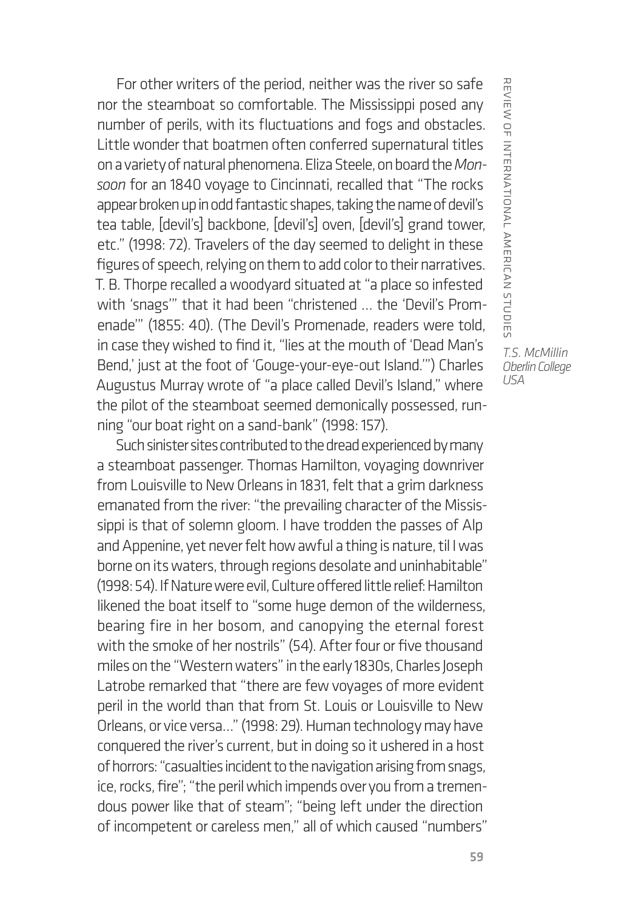For other writers of the period, neither was the river so safe nor the steamboat so comfortable. The Mississippi posed any number of perils, with its fluctuations and fogs and obstacles. Little wonder that boatmen often conferred supernatural titles on a variety of natural phenomena. Eliza Steele, on board the *Monsoon* for an 1840 voyage to Cincinnati, recalled that "The rocks appear broken up in odd fantastic shapes, taking the name of devil's tea table, [devil's] backbone, [devil's] oven, [devil's] grand tower, etc." (1998: 72). Travelers of the day seemed to delight in these figures of speech, relying on them to add color to their narratives. T. B. Thorpe recalled a woodyard situated at "a place so infested with 'snags'" that it had been "christened … the 'Devil's Promenade'" (1855: 40). (The Devil's Promenade, readers were told, in case they wished to find it, "lies at the mouth of 'Dead Man's Bend,' just at the foot of 'Gouge-your-eye-out Island.'") Charles Augustus Murray wrote of "a place called Devil's Island," where the pilot of the steamboat seemed demonically possessed, running "our boat right on a sand-bank" (1998: 157).

Such sinister sites contributed to the dread experienced by many a steamboat passenger. Thomas Hamilton, voyaging downriver from Louisville to New Orleans in 1831, felt that a grim darkness emanated from the river: "the prevailing character of the Mississippi is that of solemn gloom. I have trodden the passes of Alp and Appenine, yet never felt how awful a thing is nature, til I was borne on its waters, through regions desolate and uninhabitable" (1998: 54). If Nature were evil, Culture offered little relief: Hamilton likened the boat itself to "some huge demon of the wilderness, bearing fire in her bosom, and canopying the eternal forest with the smoke of her nostrils" (54). After four or five thousand miles on the "Western waters" in the early 1830s, Charles Joseph Latrobe remarked that "there are few voyages of more evident peril in the world than that from St. Louis or Louisville to New Orleans, or vice versa…" (1998: 29). Human technology may have conquered the river's current, but in doing so it ushered in a host of horrors: "casualties incident to the navigation arising from snags, ice, rocks, fire"; "the peril which impends over you from a tremendous power like that of steam"; "being left under the direction of incompetent or careless men," all of which caused "numbers"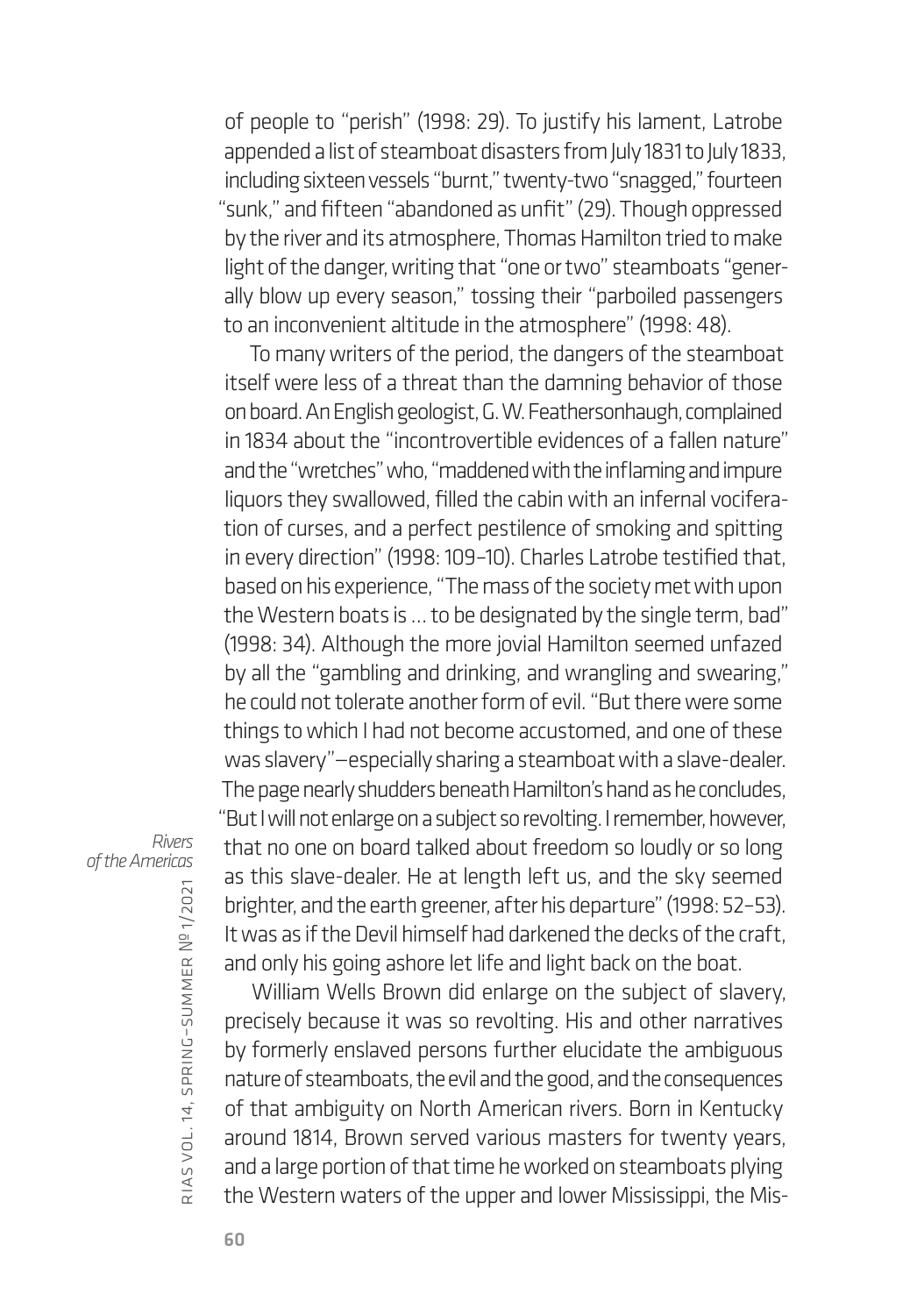of people to "perish" (1998: 29). To justify his lament, Latrobe appended a list of steamboat disasters from July 1831 to July 1833, including sixteen vessels "burnt," twenty-two "snagged," fourteen "sunk," and fifteen "abandoned as unfit" (29). Though oppressed by the river and its atmosphere, Thomas Hamilton tried to make light of the danger, writing that "one or two" steamboats "generally blow up every season," tossing their "parboiled passengers to an inconvenient altitude in the atmosphere" (1998: 48).

To many writers of the period, the dangers of the steamboat itself were less of a threat than the damning behavior of those on board. An English geologist, G. W. Feathersonhaugh, complained in 1834 about the "incontrovertible evidences of a fallen nature" and the "wretches" who, "maddened with the inflaming and impure liquors they swallowed, filled the cabin with an infernal vociferation of curses, and a perfect pestilence of smoking and spitting in every direction" (1998: 109–10). Charles Latrobe testified that, based on his experience, "The mass of the society met with upon the Western boats is ... to be designated by the single term, bad" (1998: 34). Although the more jovial Hamilton seemed unfazed by all the "gambling and drinking, and wrangling and swearing," he could not tolerate another form of evil. "But there were some things to which I had not become accustomed, and one of these was slavery"—especially sharing a steamboat with a slave-dealer. The page nearly shudders beneath Hamilton's hand as he concludes, "But I will not enlarge on a subject so revolting. I remember, however, that no one on board talked about freedom so loudly or so long as this slave-dealer. He at length left us, and the sky seemed brighter, and the earth greener, after his departure" (1998: 52–53). It was as if the Devil himself had darkened the decks of the craft, and only his going ashore let life and light back on the boat.

William Wells Brown did enlarge on the subject of slavery, precisely because it was so revolting. His and other narratives by formerly enslaved persons further elucidate the ambiguous nature of steamboats, the evil and the good, and the consequences of that ambiguity on North American rivers. Born in Kentucky around 1814, Brown served various masters for twenty years, and a large portion of that time he worked on steamboats plying the Western waters of the upper and lower Mississippi, the Mis-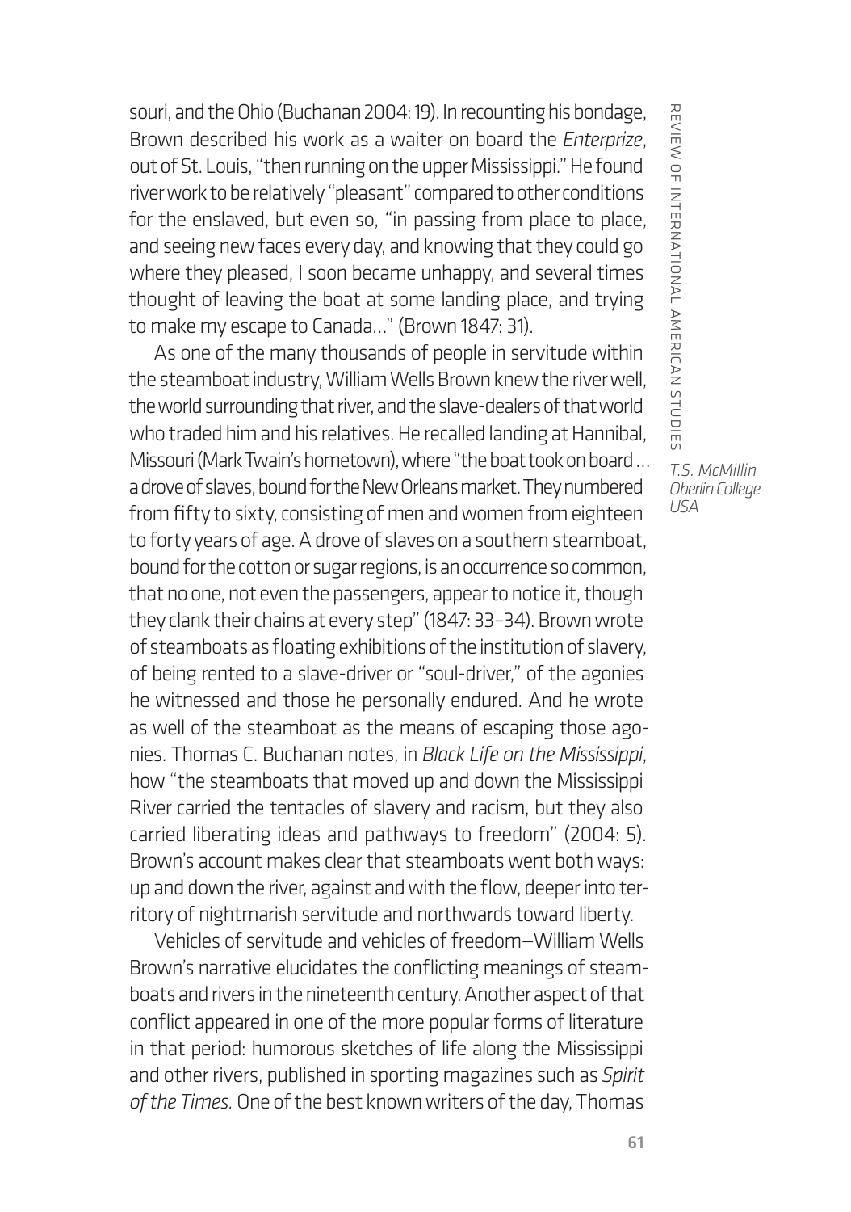souri, and the Ohio (Buchanan 2004: 19). In recounting his bondage, Brown described his work as a waiter on board the *Enterprize*, out of St. Louis, "then running on the upper Mississippi." He found river work to be relatively "pleasant" compared to other conditions for the enslaved, but even so, "in passing from place to place, and seeing new faces every day, and knowing that they could go where they pleased, I soon became unhappy, and several times thought of leaving the boat at some landing place, and trying to make my escape to Canada…" (Brown 1847: 31).

As one of the many thousands of people in servitude within the steamboat industry, William Wells Brown knew the river well, the world surrounding that river, and the slave-dealers of that world who traded him and his relatives. He recalled landing at Hannibal, Missouri (Mark Twain's hometown), where "the boat took on board … a drove of slaves, bound for the New Orleans market. They numbered from fifty to sixty, consisting of men and women from eighteen to forty years of age. A drove of slaves on a southern steamboat, bound for the cotton or sugar regions, is an occurrence so common, that no one, not even the passengers, appear to notice it, though they clank their chains at every step" (1847: 33–34). Brown wrote of steamboats as floating exhibitions of the institution of slavery, of being rented to a slave-driver or "soul-driver," of the agonies he witnessed and those he personally endured. And he wrote as well of the steamboat as the means of escaping those agonies. Thomas C. Buchanan notes, in *Black Life on the Mississippi*, how "the steamboats that moved up and down the Mississippi River carried the tentacles of slavery and racism, but they also carried liberating ideas and pathways to freedom" (2004: 5). Brown's account makes clear that steamboats went both ways: up and down the river, against and with the flow, deeper into territory of nightmarish servitude and northwards toward liberty.

Vehicles of servitude and vehicles of freedom—William Wells Brown's narrative elucidates the conflicting meanings of steamboats and rivers in the nineteenth century. Another aspect of that conflict appeared in one of the more popular forms of literature in that period: humorous sketches of life along the Mississippi and other rivers, published in sporting magazines such as *Spirit of the Times.* One of the best known writers of the day, Thomas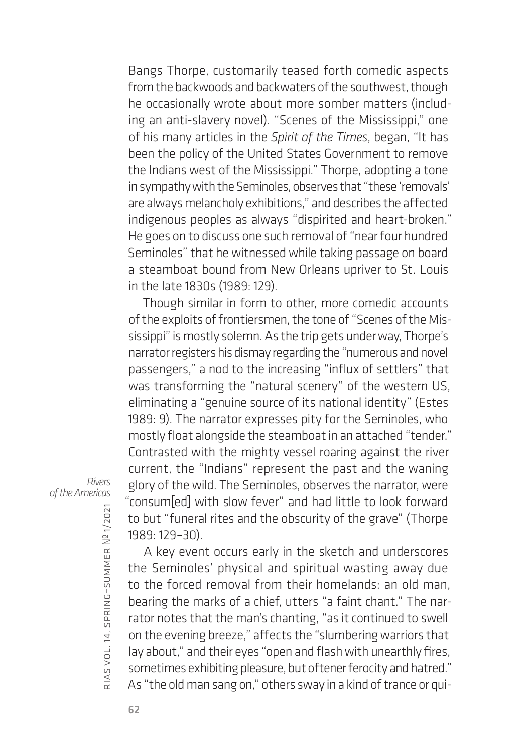Bangs Thorpe, customarily teased forth comedic aspects from the backwoods and backwaters of the southwest, though he occasionally wrote about more somber matters (including an anti-slavery novel). "Scenes of the Mississippi," one of his many articles in the *Spirit of the Times*, began, "It has been the policy of the United States Government to remove the Indians west of the Mississippi." Thorpe, adopting a tone in sympathy with the Seminoles, observes that "these 'removals' are always melancholy exhibitions," and describes the affected indigenous peoples as always "dispirited and heart-broken." He goes on to discuss one such removal of "near four hundred Seminoles" that he witnessed while taking passage on board a steamboat bound from New Orleans upriver to St. Louis in the late 1830s (1989: 129).

Though similar in form to other, more comedic accounts of the exploits of frontiersmen, the tone of "Scenes of the Mississippi" is mostly solemn. As the trip gets under way, Thorpe's narrator registers his dismay regarding the "numerous and novel passengers," a nod to the increasing "influx of settlers" that was transforming the "natural scenery" of the western US, eliminating a "genuine source of its national identity" (Estes 1989: 9). The narrator expresses pity for the Seminoles, who mostly float alongside the steamboat in an attached "tender." Contrasted with the mighty vessel roaring against the river current, the "Indians" represent the past and the waning glory of the wild. The Seminoles, observes the narrator, were "consum[ed] with slow fever" and had little to look forward to but "funeral rites and the obscurity of the grave" (Thorpe 1989: 129–30).

A key event occurs early in the sketch and underscores the Seminoles' physical and spiritual wasting away due to the forced removal from their homelands: an old man, bearing the marks of a chief, utters "a faint chant." The narrator notes that the man's chanting, "as it continued to swell on the evening breeze," affects the "slumbering warriors that lay about," and their eyes "open and flash with unearthly fires, sometimes exhibiting pleasure, but oftener ferocity and hatred." As "the old man sang on," others sway in a kind of trance or qui-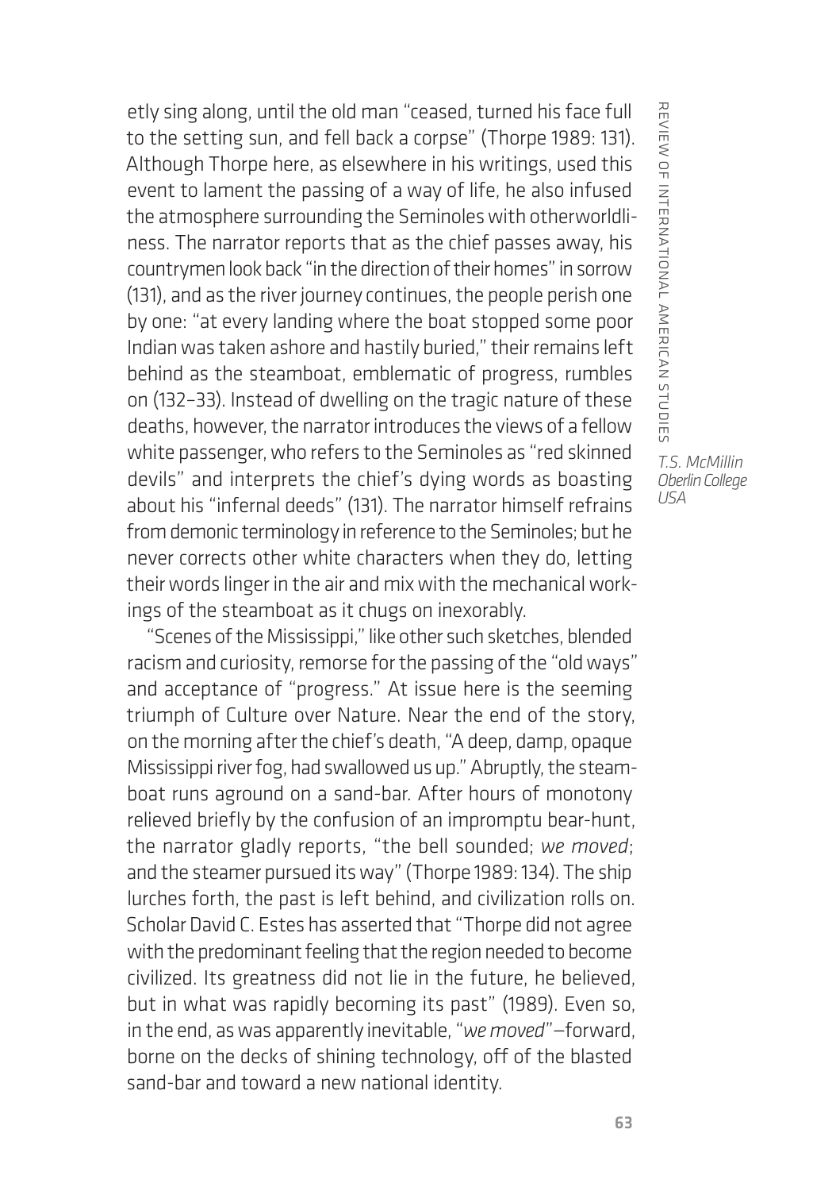etly sing along, until the old man "ceased, turned his face full to the setting sun, and fell back a corpse" (Thorpe 1989: 131). Although Thorpe here, as elsewhere in his writings, used this event to lament the passing of a way of life, he also infused the atmosphere surrounding the Seminoles with otherworldliness. The narrator reports that as the chief passes away, his countrymen look back "in the direction of their homes" in sorrow (131), and as the river journey continues, the people perish one by one: "at every landing where the boat stopped some poor Indian was taken ashore and hastily buried," their remains left behind as the steamboat, emblematic of progress, rumbles on (132–33). Instead of dwelling on the tragic nature of these deaths, however, the narrator introduces the views of a fellow white passenger, who refers to the Seminoles as "red skinned devils" and interprets the chief's dying words as boasting about his "infernal deeds" (131). The narrator himself refrains from demonic terminology in reference to the Seminoles; but he never corrects other white characters when they do, letting their words linger in the air and mix with the mechanical workings of the steamboat as it chugs on inexorably.

"Scenes of the Mississippi," like other such sketches, blended racism and curiosity, remorse for the passing of the "old ways" and acceptance of "progress." At issue here is the seeming triumph of Culture over Nature. Near the end of the story, on the morning after the chief's death, "A deep, damp, opaque Mississippi river fog, had swallowed us up." Abruptly, the steamboat runs aground on a sand-bar. After hours of monotony relieved briefly by the confusion of an impromptu bear-hunt, the narrator gladly reports, "the bell sounded; *we moved*; and the steamer pursued its way" (Thorpe 1989: 134). The ship lurches forth, the past is left behind, and civilization rolls on. Scholar David C. Estes has asserted that "Thorpe did not agree with the predominant feeling that the region needed to become civilized. Its greatness did not lie in the future, he believed, but in what was rapidly becoming its past" (1989). Even so, in the end, as was apparently inevitable, "*we moved*"—forward, borne on the decks of shining technology, off of the blasted sand-bar and toward a new national identity.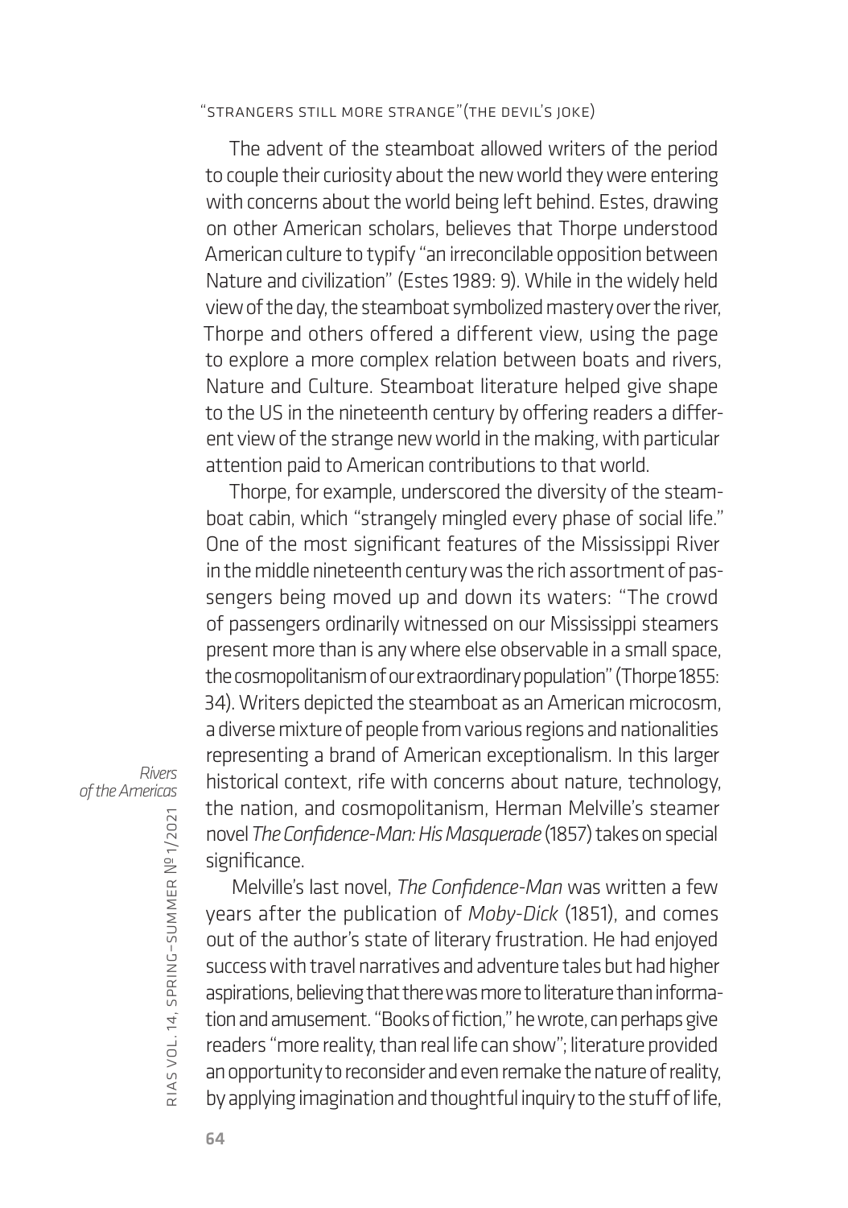The advent of the steamboat allowed writers of the period to couple their curiosity about the new world they were entering with concerns about the world being left behind. Estes, drawing on other American scholars, believes that Thorpe understood American culture to typify "an irreconcilable opposition between Nature and civilization" (Estes 1989: 9). While in the widely held view of the day, the steamboat symbolized mastery over the river, Thorpe and others offered a different view, using the page to explore a more complex relation between boats and rivers, Nature and Culture. Steamboat literature helped give shape to the US in the nineteenth century by offering readers a different view of the strange new world in the making, with particular attention paid to American contributions to that world.

Thorpe, for example, underscored the diversity of the steamboat cabin, which "strangely mingled every phase of social life." One of the most significant features of the Mississippi River in the middle nineteenth century was the rich assortment of passengers being moved up and down its waters: "The crowd of passengers ordinarily witnessed on our Mississippi steamers present more than is any where else observable in a small space, the cosmopolitanism of our extraordinary population" (Thorpe 1855: 34). Writers depicted the steamboat as an American microcosm, a diverse mixture of people from various regions and nationalities representing a brand of American exceptionalism. In this larger historical context, rife with concerns about nature, technology, the nation, and cosmopolitanism, Herman Melville's steamer novel *The Confidence-Man: His Masquerade* (1857) takes on special significance.

Melville's last novel, *The Confidence-Man* was written a few years after the publication of *Moby-Dick* (1851), and comes out of the author's state of literary frustration. He had enjoyed success with travel narratives and adventure tales but had higher aspirations, believing that there was more to literature than information and amusement. "Books of fiction," he wrote, can perhaps give readers "more reality, than real life can show"; literature provided an opportunity to reconsider and even remake the nature of reality, by applying imagination and thoughtful inquiry to the stuff of life,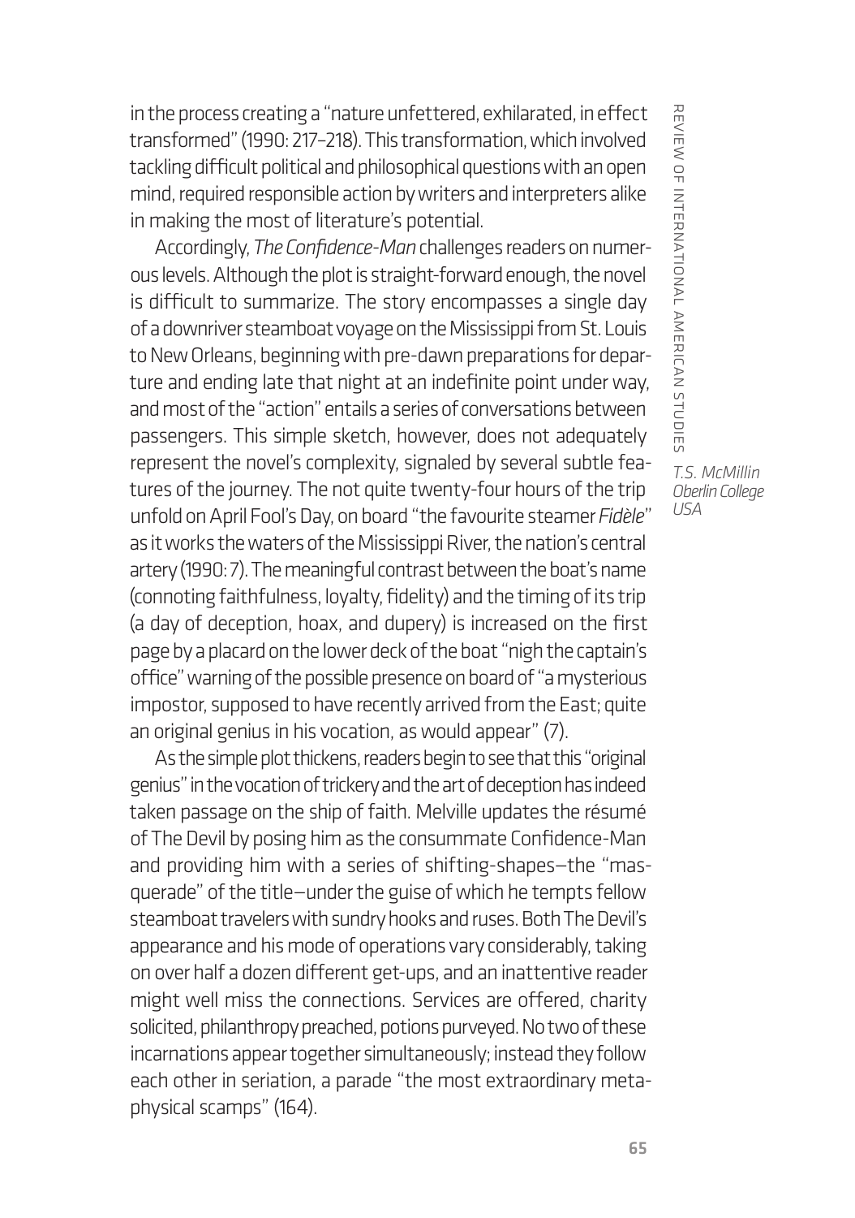in the process creating a "nature unfettered, exhilarated, in effect transformed" (1990: 217–218). This transformation, which involved tackling difficult political and philosophical questions with an open mind, required responsible action by writers and interpreters alike in making the most of literature's potential.

Accordingly, *The Confidence-Man* challenges readers on numerous levels. Although the plot is straight-forward enough, the novel is difficult to summarize. The story encompasses a single day of a downriver steamboat voyage on the Mississippi from St. Louis to New Orleans, beginning with pre-dawn preparations for departure and ending late that night at an indefinite point under way, and most of the "action" entails a series of conversations between passengers. This simple sketch, however, does not adequately represent the novel's complexity, signaled by several subtle features of the journey. The not quite twenty-four hours of the trip unfold on April Fool's Day, on board "the favourite steamer *Fidèle*" as it works the waters of the Mississippi River, the nation's central artery (1990: 7). The meaningful contrast between the boat's name (connoting faithfulness, loyalty, fidelity) and the timing of its trip (a day of deception, hoax, and dupery) is increased on the first page by a placard on the lower deck of the boat "nigh the captain's office" warning of the possible presence on board of "a mysterious impostor, supposed to have recently arrived from the East; quite an original genius in his vocation, as would appear" (7).

As the simple plot thickens, readers begin to see that this "original genius" in the vocation of trickery and the art of deception has indeed taken passage on the ship of faith. Melville updates the résumé of The Devil by posing him as the consummate Confidence-Man and providing him with a series of shifting-shapes—the "masquerade" of the title—under the guise of which he tempts fellow steamboat travelers with sundry hooks and ruses. Both The Devil's appearance and his mode of operations vary considerably, taking on over half a dozen different get-ups, and an inattentive reader might well miss the connections. Services are offered, charity solicited, philanthropy preached, potions purveyed. No two of these incarnations appear together simultaneously; instead they follow each other in seriation, a parade "the most extraordinary metaphysical scamps" (164).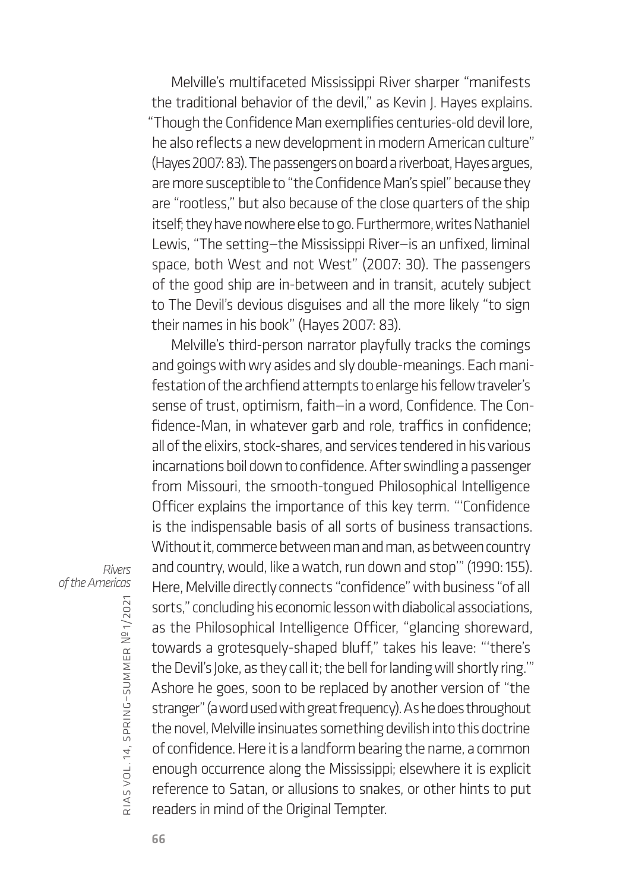Melville's multifaceted Mississippi River sharper "manifests the traditional behavior of the devil," as Kevin J. Hayes explains. "Though the Confidence Man exemplifies centuries-old devil lore, he also reflects a new development in modern American culture" (Hayes 2007: 83). The passengers on board a riverboat, Hayes argues, are more susceptible to "the Confidence Man's spiel" because they are "rootless," but also because of the close quarters of the ship itself; they have nowhere else to go. Furthermore, writes Nathaniel Lewis, "The setting—the Mississippi River—is an unfixed, liminal space, both West and not West" (2007: 30). The passengers of the good ship are in-between and in transit, acutely subject to The Devil's devious disguises and all the more likely "to sign their names in his book" (Hayes 2007: 83).

Melville's third-person narrator playfully tracks the comings and goings with wry asides and sly double-meanings. Each manifestation of the archfiend attempts to enlarge his fellow traveler's sense of trust, optimism, faith—in a word, Confidence. The Confidence-Man, in whatever garb and role, traffics in confidence; all of the elixirs, stock-shares, and services tendered in his various incarnations boil down to confidence. After swindling a passenger from Missouri, the smooth-tongued Philosophical Intelligence Officer explains the importance of this key term. "'Confidence is the indispensable basis of all sorts of business transactions. Without it, commerce between man and man, as between country and country, would, like a watch, run down and stop'" (1990: 155). Here, Melville directly connects "confidence" with business "of all sorts," concluding his economic lesson with diabolical associations, as the Philosophical Intelligence Officer, "glancing shoreward, towards a grotesquely-shaped bluff," takes his leave: "'there's the Devil's Joke, as they call it; the bell for landing will shortly ring.'" Ashore he goes, soon to be replaced by another version of "the stranger" (a word used with great frequency). As he does throughout the novel, Melville insinuates something devilish into this doctrine of confidence. Here it is a landform bearing the name, a common enough occurrence along the Mississippi; elsewhere it is explicit reference to Satan, or allusions to snakes, or other hints to put readers in mind of the Original Tempter.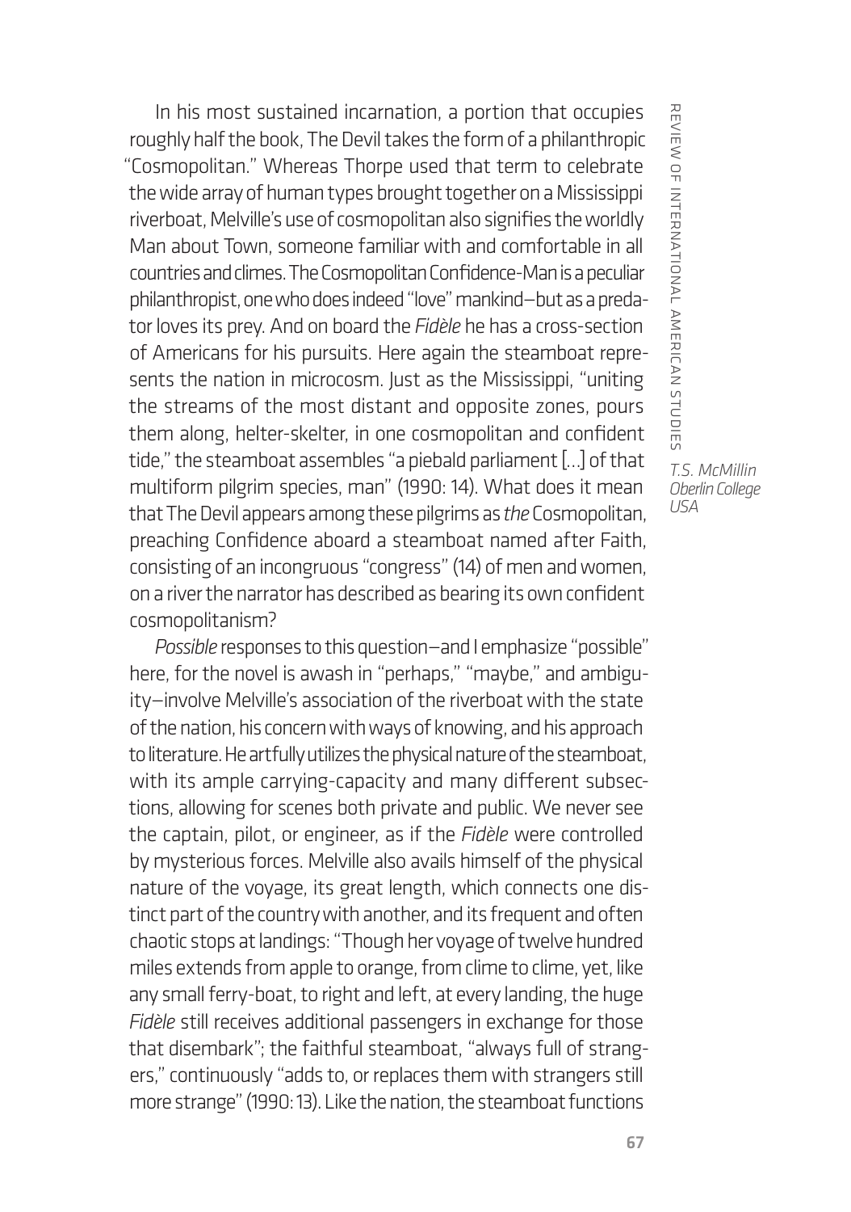In his most sustained incarnation, a portion that occupies roughly half the book, The Devil takes the form of a philanthropic "Cosmopolitan." Whereas Thorpe used that term to celebrate the wide array of human types brought together on a Mississippi riverboat, Melville's use of cosmopolitan also signifies the worldly Man about Town, someone familiar with and comfortable in all countries and climes. The Cosmopolitan Confidence-Man is a peculiar philanthropist, one who does indeed "love" mankind—but as a predator loves its prey. And on board the *Fidèle* he has a cross-section of Americans for his pursuits. Here again the steamboat represents the nation in microcosm. Just as the Mississippi, "uniting the streams of the most distant and opposite zones, pours them along, helter-skelter, in one cosmopolitan and confident tide," the steamboat assembles "a piebald parliament […] of that multiform pilgrim species, man" (1990: 14). What does it mean that The Devil appears among these pilgrims as *the* Cosmopolitan, preaching Confidence aboard a steamboat named after Faith, consisting of an incongruous "congress" (14) of men and women, on a river the narrator has described as bearing its own confident cosmopolitanism?

*Possible* responses to this question—and I emphasize "possible" here, for the novel is awash in "perhaps," "maybe," and ambiguity—involve Melville's association of the riverboat with the state of the nation, his concern with ways of knowing, and his approach to literature. He artfully utilizes the physical nature of the steamboat, with its ample carrying-capacity and many different subsections, allowing for scenes both private and public. We never see the captain, pilot, or engineer, as if the *Fidèle* were controlled by mysterious forces. Melville also avails himself of the physical nature of the voyage, its great length, which connects one distinct part of the country with another, and its frequent and often chaotic stops at landings: "Though her voyage of twelve hundred miles extends from apple to orange, from clime to clime, yet, like any small ferry-boat, to right and left, at every landing, the huge *Fidèle* still receives additional passengers in exchange for those that disembark"; the faithful steamboat, "always full of strangers," continuously "adds to, or replaces them with strangers still more strange" (1990: 13). Like the nation, the steamboat functions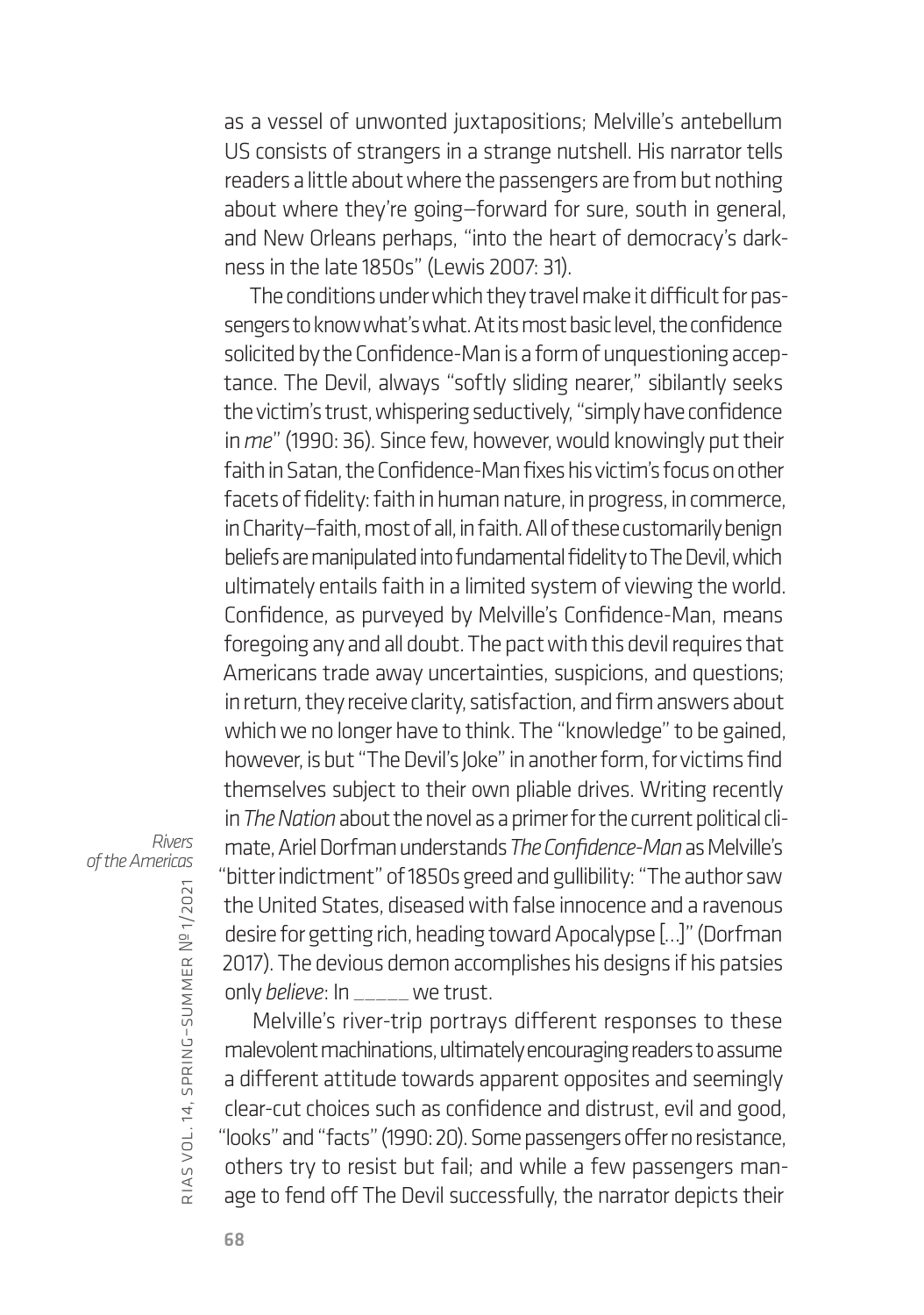as a vessel of unwonted juxtapositions; Melville's antebellum US consists of strangers in a strange nutshell. His narrator tells readers a little about where the passengers are from but nothing about where they're going—forward for sure, south in general, and New Orleans perhaps, "into the heart of democracy's darkness in the late 1850s" (Lewis 2007: 31).

The conditions under which they travel make it difficult for passengers to know what's what. At its most basic level, the confidence solicited by the Confidence-Man is a form of unquestioning acceptance. The Devil, always "softly sliding nearer," sibilantly seeks the victim's trust, whispering seductively, "simply have confidence in *me*" (1990: 36). Since few, however, would knowingly put their faith in Satan, the Confidence-Man fixes his victim's focus on other facets of fidelity: faith in human nature, in progress, in commerce, in Charity—faith, most of all, in faith. All of these customarily benign beliefs are manipulated into fundamental fidelity to The Devil, which ultimately entails faith in a limited system of viewing the world. Confidence, as purveyed by Melville's Confidence-Man, means foregoing any and all doubt. The pact with this devil requires that Americans trade away uncertainties, suspicions, and questions; in return, they receive clarity, satisfaction, and firm answers about which we no longer have to think. The "knowledge" to be gained, however, is but "The Devil's Joke" in another form, for victims find themselves subject to their own pliable drives. Writing recently in *The Nation* about the novel as a primer for the current political climate, Ariel Dorfman understands *The Confidence-Man* as Melville's "bitter indictment" of 1850s greed and gullibility: "The author saw the United States, diseased with false innocence and a ravenous desire for getting rich, heading toward Apocalypse [...]" (Dorfman 2017). The devious demon accomplishes his designs if his patsies only *believe*: In _____ we trust.

Melville's river-trip portrays different responses to these malevolent machinations, ultimately encouraging readers to assume a different attitude towards apparent opposites and seemingly clear-cut choices such as confidence and distrust, evil and good, "looks" and "facts" (1990: 20). Some passengers offer no resistance, others try to resist but fail; and while a few passengers manage to fend off The Devil successfully, the narrator depicts their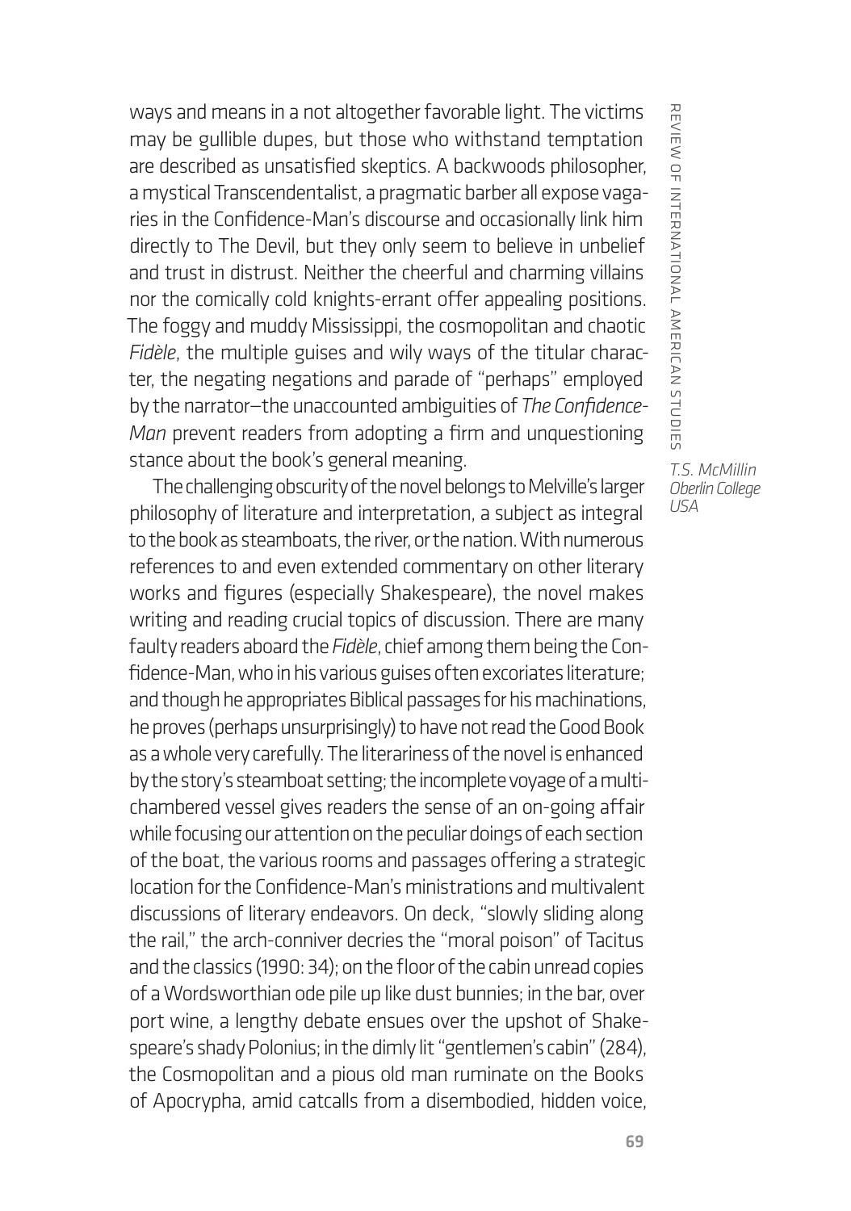ways and means in a not altogether favorable light. The victims may be gullible dupes, but those who withstand temptation are described as unsatisfied skeptics. A backwoods philosopher, a mystical Transcendentalist, a pragmatic barber all expose vagaries in the Confidence-Man's discourse and occasionally link him directly to The Devil, but they only seem to believe in unbelief and trust in distrust. Neither the cheerful and charming villains nor the comically cold knights-errant offer appealing positions. The foggy and muddy Mississippi, the cosmopolitan and chaotic *Fidèle*, the multiple guises and wily ways of the titular character, the negating negations and parade of "perhaps" employed by the narrator—the unaccounted ambiguities of *The Confidence-Man* prevent readers from adopting a firm and unquestioning stance about the book's general meaning.

The challenging obscurity of the novel belongs to Melville's larger philosophy of literature and interpretation, a subject as integral to the book as steamboats, the river, or the nation. With numerous references to and even extended commentary on other literary works and figures (especially Shakespeare), the novel makes writing and reading crucial topics of discussion. There are many faulty readers aboard the *Fidèle*, chief among them being the Confidence-Man, who in his various guises often excoriates literature; and though he appropriates Biblical passages for his machinations, he proves (perhaps unsurprisingly) to have not read the Good Book as a whole very carefully. The literariness of the novel is enhanced by the story's steamboat setting; the incomplete voyage of a multi-chambered vessel gives readers the sense of an on-going affair while focusing our attention on the peculiar doings of each section of the boat, the various rooms and passages offering a strategic location for the Confidence-Man's ministrations and multivalent discussions of literary endeavors. On deck, "slowly sliding along the rail," the arch-conniver decries the "moral poison" of Tacitus and the classics (1990: 34); on the floor of the cabin unread copies of a Wordsworthian ode pile up like dust bunnies; in the bar, over port wine, a lengthy debate ensues over the upshot of Shakespeare's shady Polonius; in the dimly lit "gentlemen's cabin" (284), the Cosmopolitan and a pious old man ruminate on the Books of Apocrypha, amid catcalls from a disembodied, hidden voice,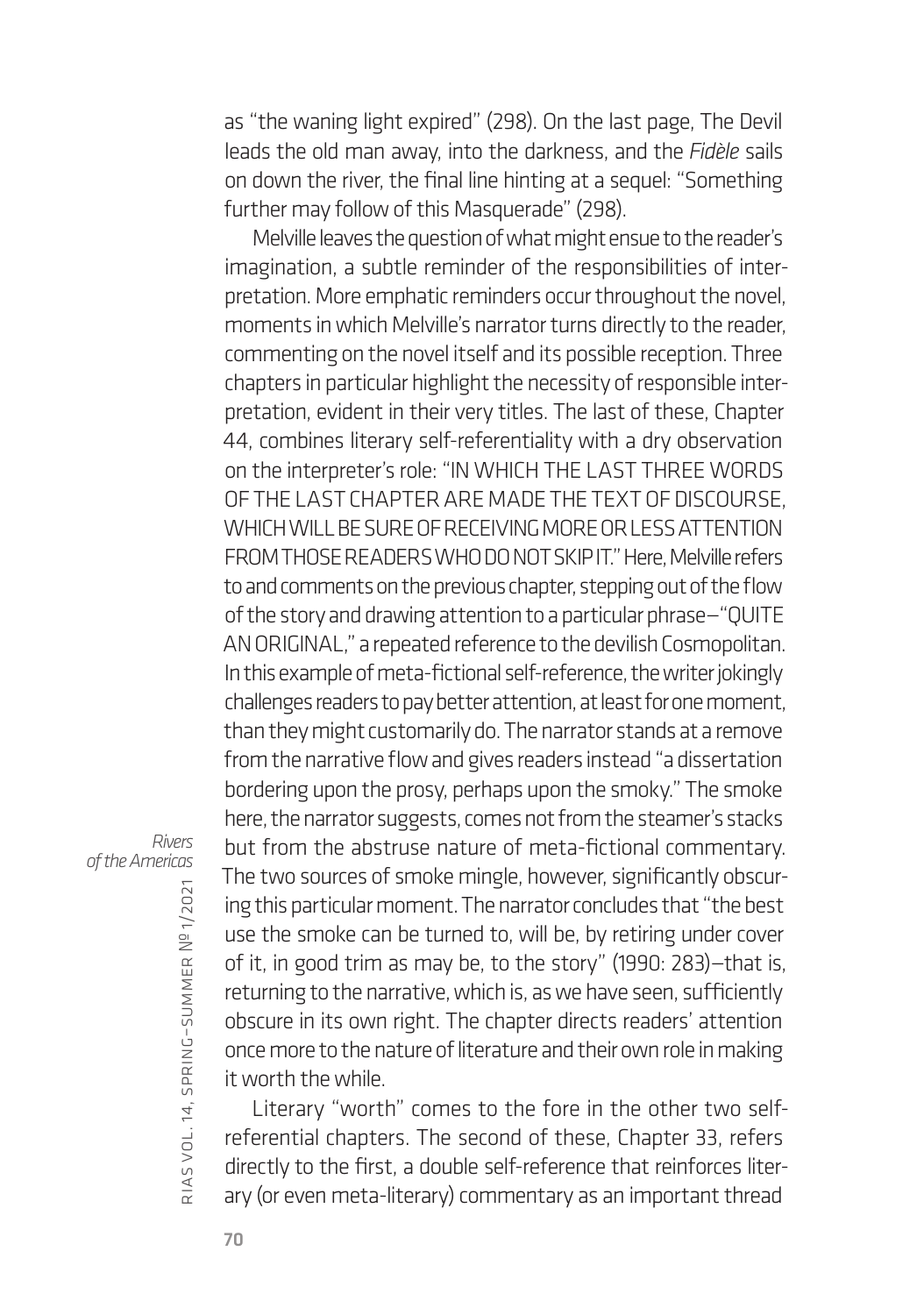as "the waning light expired" (298). On the last page, The Devil leads the old man away, into the darkness, and the *Fidèle* sails on down the river, the final line hinting at a sequel: "Something further may follow of this Masquerade" (298).

Melville leaves the question of what might ensue to the reader's imagination, a subtle reminder of the responsibilities of interpretation. More emphatic reminders occur throughout the novel, moments in which Melville's narrator turns directly to the reader, commenting on the novel itself and its possible reception. Three chapters in particular highlight the necessity of responsible interpretation, evident in their very titles. The last of these, Chapter 44, combines literary self-referentiality with a dry observation on the interpreter's role: "IN WHICH THE LAST THREE WORDS OF THE LAST CHAPTER ARE MADE THE TEXT OF DISCOURSE, WHICH WILL BE SURE OF RECEIVING MORE OR LESS ATTENTION FROM THOSE READERS WHO DO NOT SKIP IT." Here, Melville refers to and comments on the previous chapter, stepping out of the flow of the story and drawing attention to a particular phrase—"QUITE AN ORIGINAL," a repeated reference to the devilish Cosmopolitan. In this example of meta-fictional self-reference, the writer jokingly challenges readers to pay better attention, at least for one moment, than they might customarily do. The narrator stands at a remove from the narrative flow and gives readers instead "a dissertation bordering upon the prosy, perhaps upon the smoky." The smoke here, the narrator suggests, comes not from the steamer's stacks but from the abstruse nature of meta-fictional commentary. The two sources of smoke mingle, however, significantly obscuring this particular moment. The narrator concludes that "the best use the smoke can be turned to, will be, by retiring under cover of it, in good trim as may be, to the story" (1990: 283)—that is, returning to the narrative, which is, as we have seen, sufficiently obscure in its own right. The chapter directs readers' attention once more to the nature of literature and their own role in making it worth the while.

Literary "worth" comes to the fore in the other two self-referential chapters. The second of these, Chapter 33, refers directly to the first, a double self-reference that reinforces literary (or even meta-literary) commentary as an important thread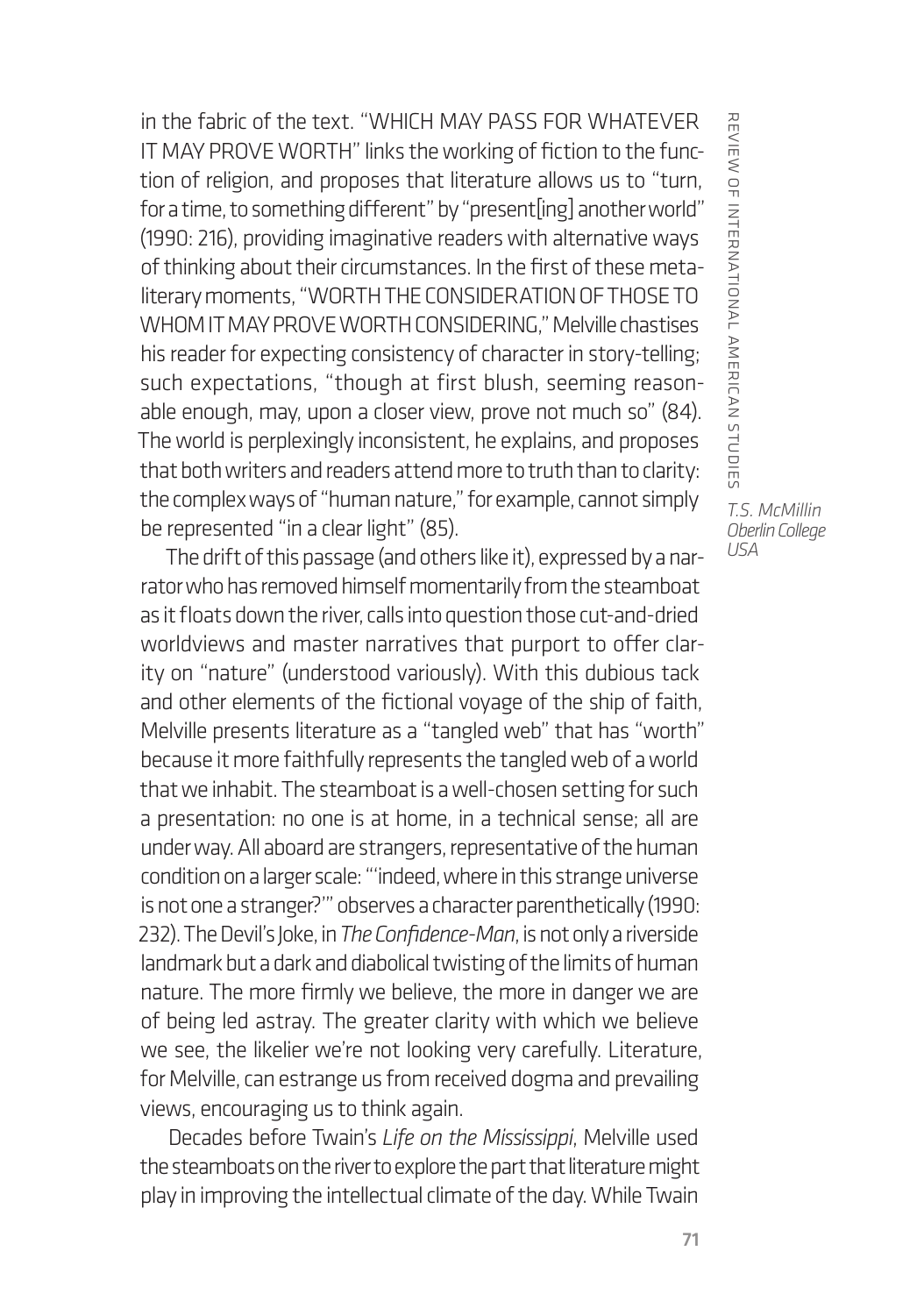in the fabric of the text. "WHICH MAY PASS FOR WHATEVER IT MAY PROVE WORTH" links the working of fiction to the function of religion, and proposes that literature allows us to "turn, for a time, to something different" by "present[ing] another world" (1990: 216), providing imaginative readers with alternative ways of thinking about their circumstances. In the first of these metaliterary moments, "WORTH THE CONSIDERATION OF THOSE TO WHOM IT MAY PROVE WORTH CONSIDERING," Melville chastises his reader for expecting consistency of character in story-telling; such expectations, "though at first blush, seeming reasonable enough, may, upon a closer view, prove not much so" (84). The world is perplexingly inconsistent, he explains, and proposes that both writers and readers attend more to truth than to clarity: the complex ways of "human nature," for example, cannot simply be represented "in a clear light" (85).

The drift of this passage (and others like it), expressed by a narrator who has removed himself momentarily from the steamboat as it floats down the river, calls into question those cut-and-dried worldviews and master narratives that purport to offer clarity on "nature" (understood variously). With this dubious tack and other elements of the fictional voyage of the ship of faith, Melville presents literature as a "tangled web" that has "worth" because it more faithfully represents the tangled web of a world that we inhabit. The steamboat is a well-chosen setting for such a presentation: no one is at home, in a technical sense; all are under way. All aboard are strangers, representative of the human condition on a larger scale: "'indeed, where in this strange universe is not one a stranger?'" observes a character parenthetically (1990: 232). The Devil's Joke, in *The Confidence-Man*, is not only a riverside landmark but a dark and diabolical twisting of the limits of human nature. The more firmly we believe, the more in danger we are of being led astray. The greater clarity with which we believe we see, the likelier we're not looking very carefully. Literature, for Melville, can estrange us from received dogma and prevailing views, encouraging us to think again.

Decades before Twain's *Life on the Mississippi*, Melville used the steamboats on the river to explore the part that literature might play in improving the intellectual climate of the day. While Twain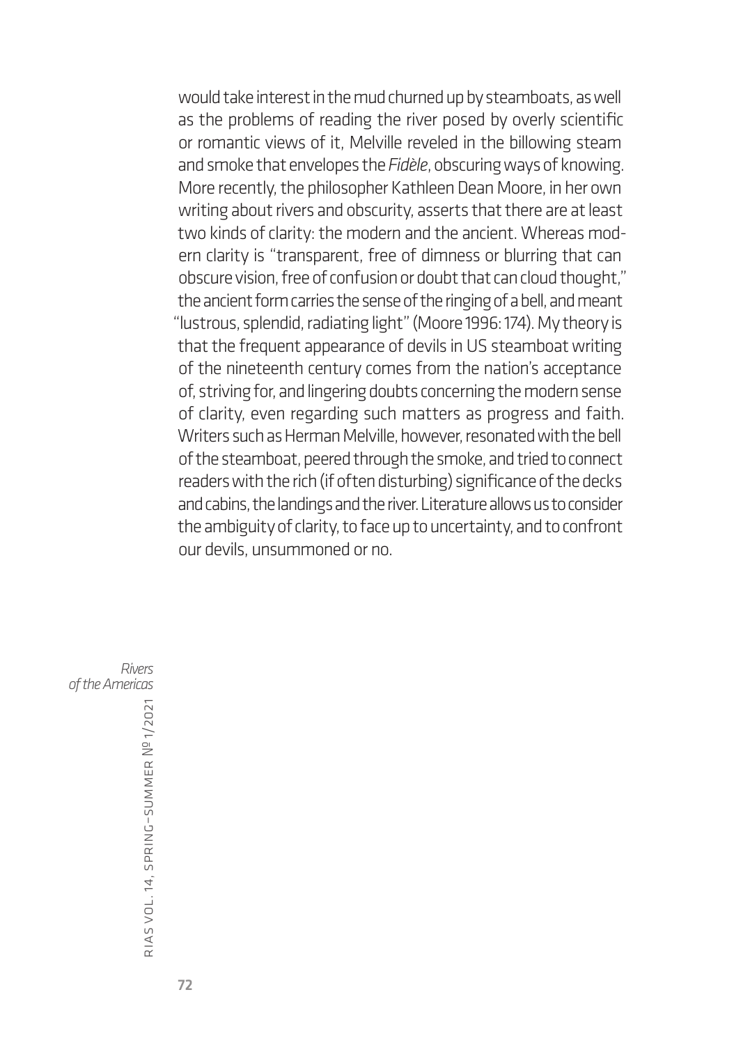would take interest in the mud churned up by steamboats, as well as the problems of reading the river posed by overly scientific or romantic views of it, Melville reveled in the billowing steam and smoke that envelopes the *Fidèle*, obscuring ways of knowing. More recently, the philosopher Kathleen Dean Moore, in her own writing about rivers and obscurity, asserts that there are at least two kinds of clarity: the modern and the ancient. Whereas modern clarity is "transparent, free of dimness or blurring that can obscure vision, free of confusion or doubt that can cloud thought," the ancient form carries the sense of the ringing of a bell, and meant "lustrous, splendid, radiating light" (Moore 1996: 174). My theory is that the frequent appearance of devils in US steamboat writing of the nineteenth century comes from the nation's acceptance of, striving for, and lingering doubts concerning the modern sense of clarity, even regarding such matters as progress and faith. Writers such as Herman Melville, however, resonated with the bell of the steamboat, peered through the smoke, and tried to connect readers with the rich (if often disturbing) significance of the decks and cabins, the landings and the river. Literature allows us to consider the ambiguity of clarity, to face up to uncertainty, and to confront our devils, unsummoned or no.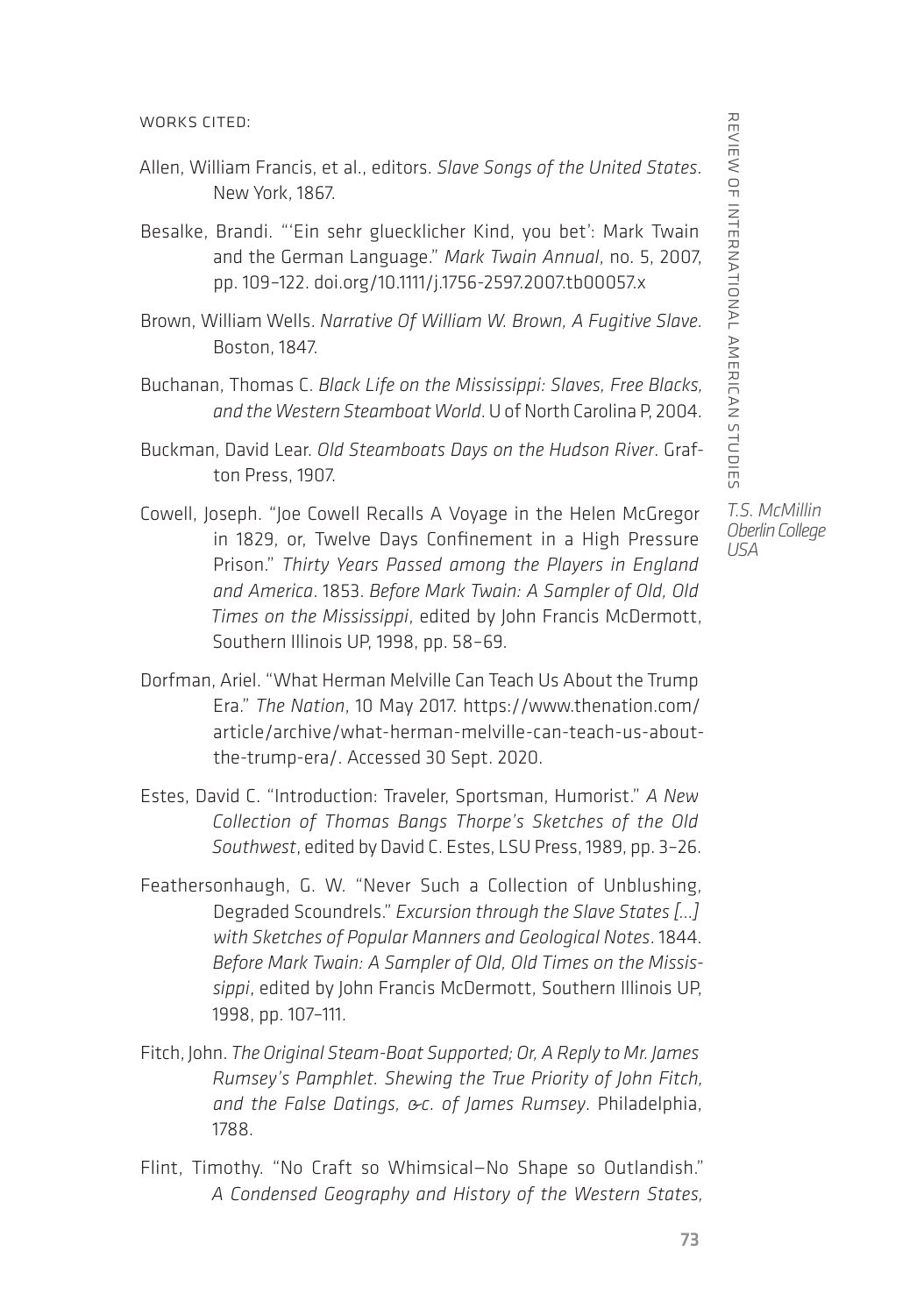WORKS CITED:

Allen, William Francis, et al., editors. *Slave Songs of the United States*. New York, 1867.

Besalke, Brandi. "'Ein sehr gluecklicher Kind, you bet': Mark Twain and the German Language." *Mark Twain Annual*, no. 5, 2007, pp. 109–122. doi.org/10.1111/j.1756-2597.2007.tb00057.x

Brown, William Wells. *Narrative Of William W. Brown, A Fugitive Slave.* Boston, 1847.

Buchanan, Thomas C. *Black Life on the Mississippi: Slaves, Free Blacks, and the Western Steamboat World*. U of North Carolina P, 2004.

Buckman, David Lear. *Old Steamboats Days on the Hudson River*. Grafton Press, 1907.

Cowell, Joseph. "Joe Cowell Recalls A Voyage in the Helen McGregor in 1829, or, Twelve Days Confinement in a High Pressure Prison." *Thirty Years Passed among the Players in England and America*. 1853. *Before Mark Twain: A Sampler of Old, Old Times on the Mississippi*, edited by John Francis McDermott, Southern Illinois UP, 1998, pp. 58–69.

Dorfman, Ariel. "What Herman Melville Can Teach Us About the Trump Era." *The Nation*, 10 May 2017. https://www.thenation.com/article/archive/what-herman-melville-can-teach-us-about-the-trump-era/. Accessed 30 Sept. 2020.

Estes, David C. "Introduction: Traveler, Sportsman, Humorist." *A New Collection of Thomas Bangs Thorpe's Sketches of the Old Southwest*, edited by David C. Estes, LSU Press, 1989, pp. 3–26.

Feathersonhaugh, G. W. "Never Such a Collection of Unblushing, Degraded Scoundrels." *Excursion through the Slave States [...] with Sketches of Popular Manners and Geological Notes*. 1844. *Before Mark Twain: A Sampler of Old, Old Times on the Mississippi*, edited by John Francis McDermott, Southern Illinois UP, 1998, pp. 107–111.

Fitch, John. *The Original Steam-Boat Supported; Or, A Reply to Mr. James Rumsey's Pamphlet. Shewing the True Priority of John Fitch, and the False Datings, &c. of James Rumsey*. Philadelphia, 1788.

Flint, Timothy. "No Craft so Whimsical—No Shape so Outlandish." *A Condensed Geography and History of the Western States,*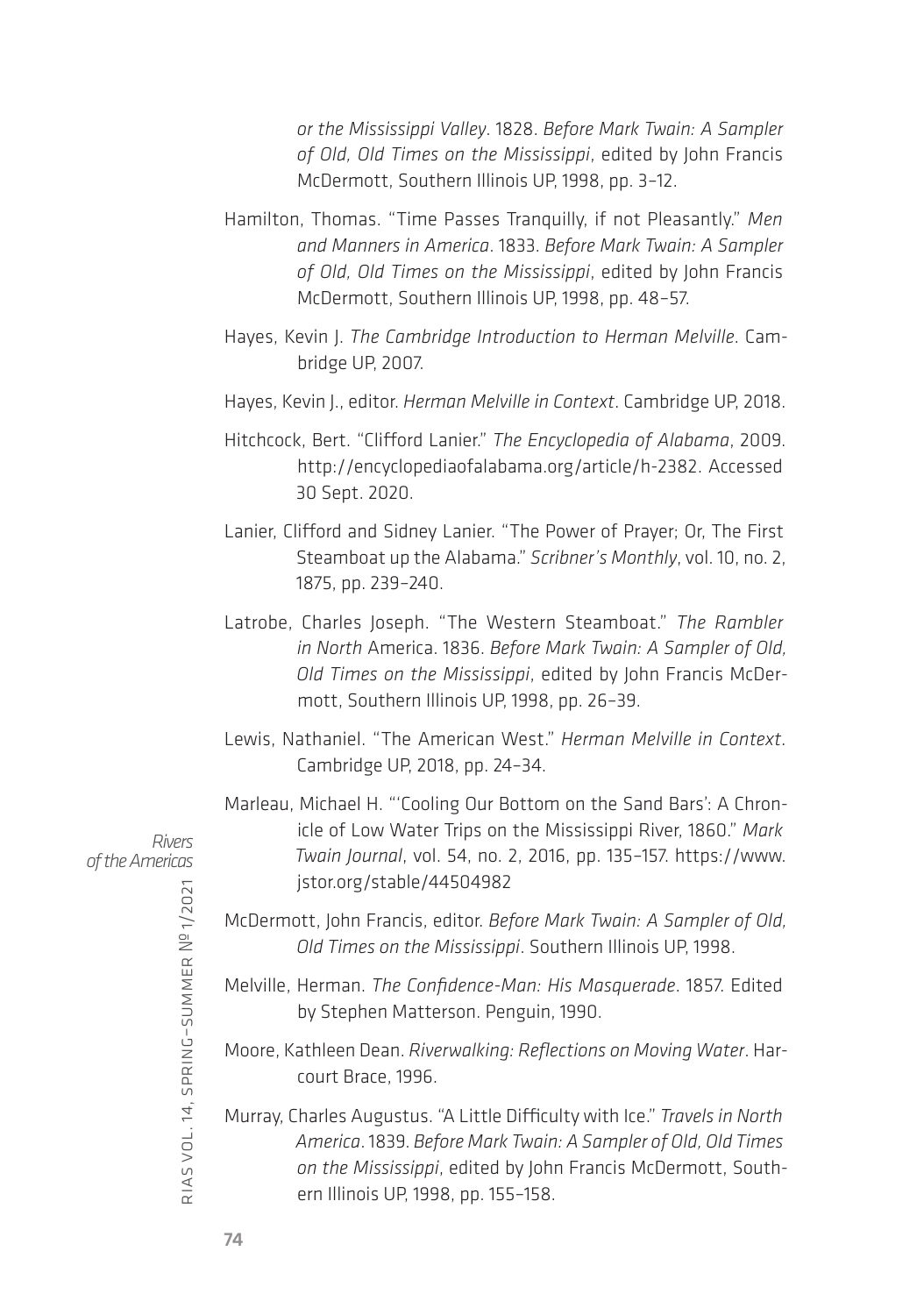*or the Mississippi Valley*. 1828. *Before Mark Twain: A Sampler of Old, Old Times on the Mississippi*, edited by John Francis McDermott, Southern Illinois UP, 1998, pp. 3–12.

Hamilton, Thomas. "Time Passes Tranquilly, if not Pleasantly." *Men and Manners in America*. 1833. *Before Mark Twain: A Sampler of Old, Old Times on the Mississippi*, edited by John Francis McDermott, Southern Illinois UP, 1998, pp. 48–57.

Hayes, Kevin J. *The Cambridge Introduction to Herman Melville*. Cambridge UP, 2007.

Hayes, Kevin J., editor. *Herman Melville in Context*. Cambridge UP, 2018.

Hitchcock, Bert. "Clifford Lanier." *The Encyclopedia of Alabama*, 2009. http://encyclopediaofalabama.org/article/h-2382. Accessed 30 Sept. 2020.

Lanier, Clifford and Sidney Lanier. "The Power of Prayer; Or, The First Steamboat up the Alabama." *Scribner's Monthly*, vol. 10, no. 2, 1875, pp. 239–240.

Latrobe, Charles Joseph. "The Western Steamboat." *The Rambler in North* America. 1836. *Before Mark Twain: A Sampler of Old, Old Times on the Mississippi*, edited by John Francis McDermott, Southern Illinois UP, 1998, pp. 26–39.

Lewis, Nathaniel. "The American West." *Herman Melville in Context*. Cambridge UP, 2018, pp. 24–34.

Marleau, Michael H. "'Cooling Our Bottom on the Sand Bars': A Chronicle of Low Water Trips on the Mississippi River, 1860." *Mark Twain Journal*, vol. 54, no. 2, 2016, pp. 135–157. https://www.jstor.org/stable/44504982

McDermott, John Francis, editor. *Before Mark Twain: A Sampler of Old, Old Times on the Mississippi*. Southern Illinois UP, 1998.

Melville, Herman. *The Confidence-Man: His Masquerade*. 1857. Edited by Stephen Matterson. Penguin, 1990.

Moore, Kathleen Dean. *Riverwalking: Reflections on Moving Water*. Harcourt Brace, 1996.

Murray, Charles Augustus. "A Little Difficulty with Ice." *Travels in North America*. 1839. *Before Mark Twain: A Sampler of Old, Old Times on the Mississippi*, edited by John Francis McDermott, Southern Illinois UP, 1998, pp. 155–158.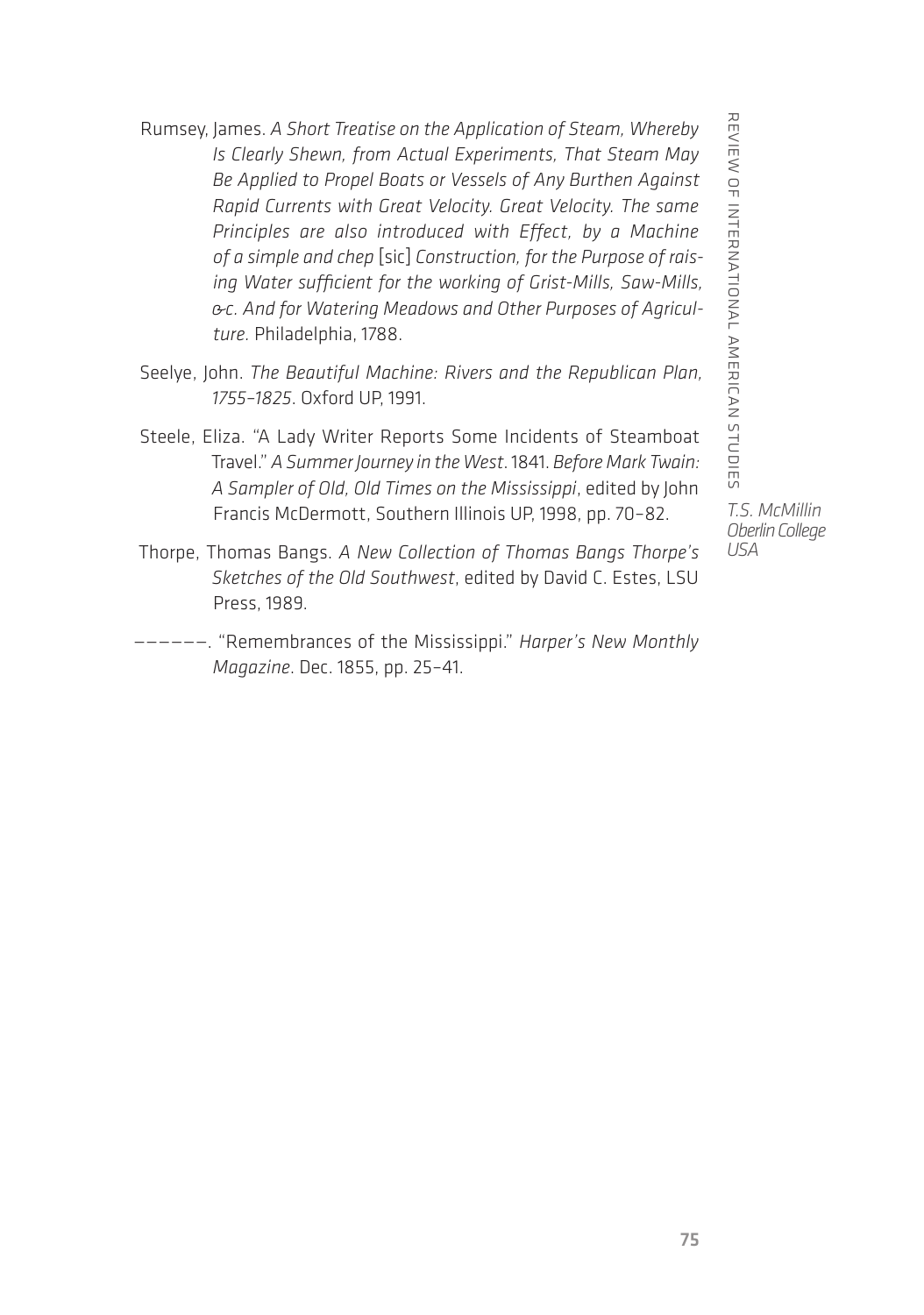Rumsey, James. *A Short Treatise on the Application of Steam, Whereby Is Clearly Shewn, from Actual Experiments, That Steam May Be Applied to Propel Boats or Vessels of Any Burthen Against Rapid Currents with Great Velocity. Great Velocity. The same Principles are also introduced with Effect, by a Machine of a simple and chep* [sic] *Construction, for the Purpose of raising Water sufficient for the working of Grist-Mills, Saw-Mills, &c. And for Watering Meadows and Other Purposes of Agriculture.* Philadelphia, 1788.

Seelye, John. *The Beautiful Machine: Rivers and the Republican Plan, 1755–1825*. Oxford UP, 1991.

Steele, Eliza. "A Lady Writer Reports Some Incidents of Steamboat Travel." *A Summer Journey in the West*. 1841. *Before Mark Twain: A Sampler of Old, Old Times on the Mississippi*, edited by John Francis McDermott, Southern Illinois UP, 1998, pp. 70–82.

Thorpe, Thomas Bangs. *A New Collection of Thomas Bangs Thorpe's Sketches of the Old Southwest*, edited by David C. Estes, LSU Press, 1989.

——————. "Remembrances of the Mississippi." *Harper's New Monthly Magazine*. Dec. 1855, pp. 25–41.

*T.S. McMillin*
*Oberlin College*
*USA*